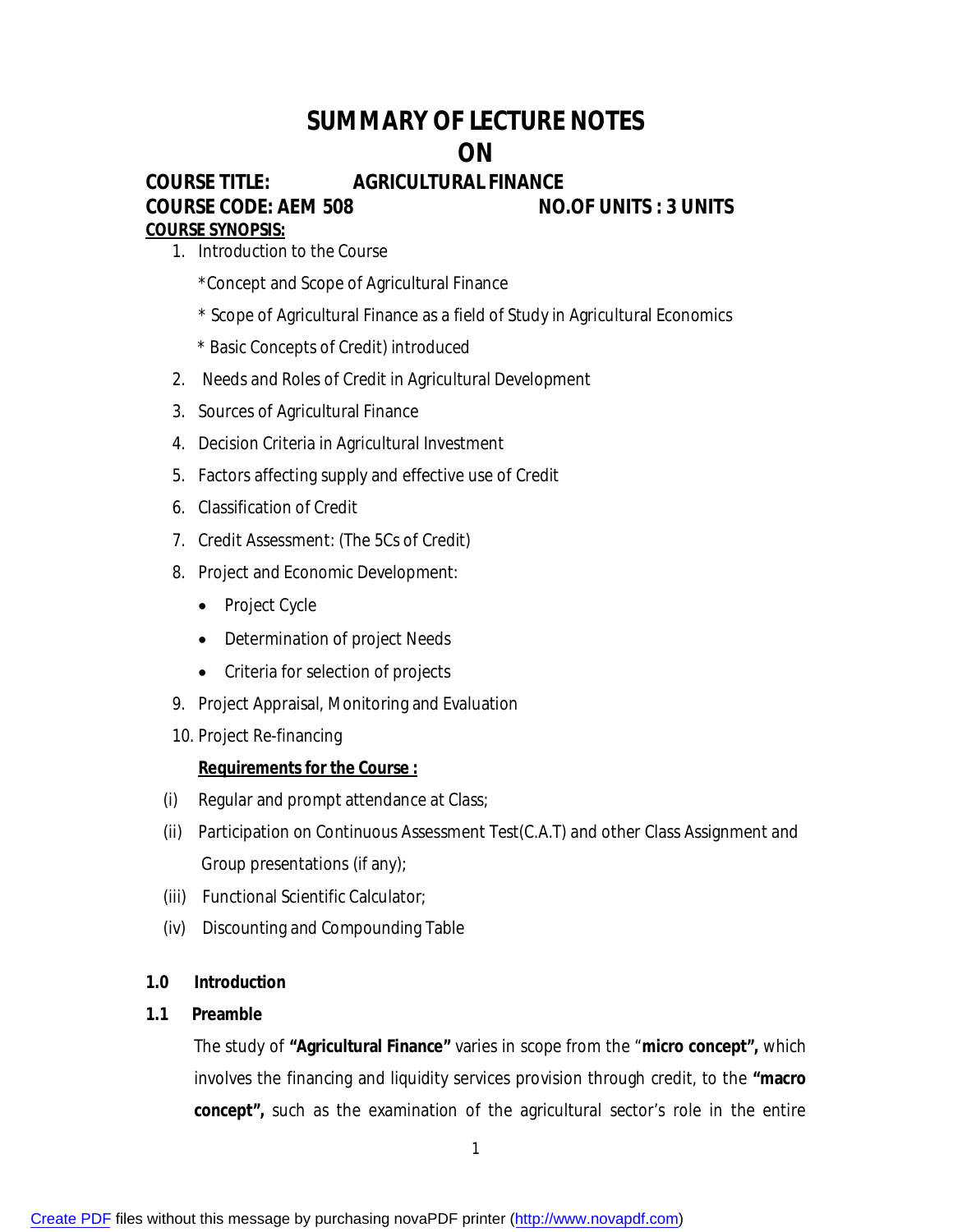# SUMMARY OF LECTURE NOTES
# ON

**COURSE TITLE: AGRICULTURAL FINANCE**

**COURSE CODE: AEM 508 NO.OF UNITS : 3 UNITS**

**<u>COURSE SYNOPSIS:</u>**

1. Introduction to the Course

   *Concept and Scope of Agricultural Finance

   * Scope of Agricultural Finance as a field of Study in Agricultural Economics

   * Basic Concepts of Credit) introduced

2. Needs and Roles of Credit in Agricultural Development
3. Sources of Agricultural Finance
4. Decision Criteria in Agricultural Investment
5. Factors affecting supply and effective use of Credit
6. Classification of Credit
7. Credit Assessment: (The 5Cs of Credit)
8. Project and Economic Development:
   - Project Cycle
   - Determination of project Needs
   - Criteria for selection of projects
9. Project Appraisal, Monitoring and Evaluation
10. Project Re-financing

**<u>Requirements for the Course :</u>**

(i) Regular and prompt attendance at Class;

(ii) Participation on Continuous Assessment Test(C.A.T) and other Class Assignment and Group presentations (if any);

(iii) Functional Scientific Calculator;

(iv) Discounting and Compounding Table

## 1.0 Introduction

### 1.1 Preamble

The study of **"Agricultural Finance"** varies in scope from the "**micro concept",** which involves the financing and liquidity services provision through credit, to the **"macro concept",** such as the examination of the agricultural sector's role in the entire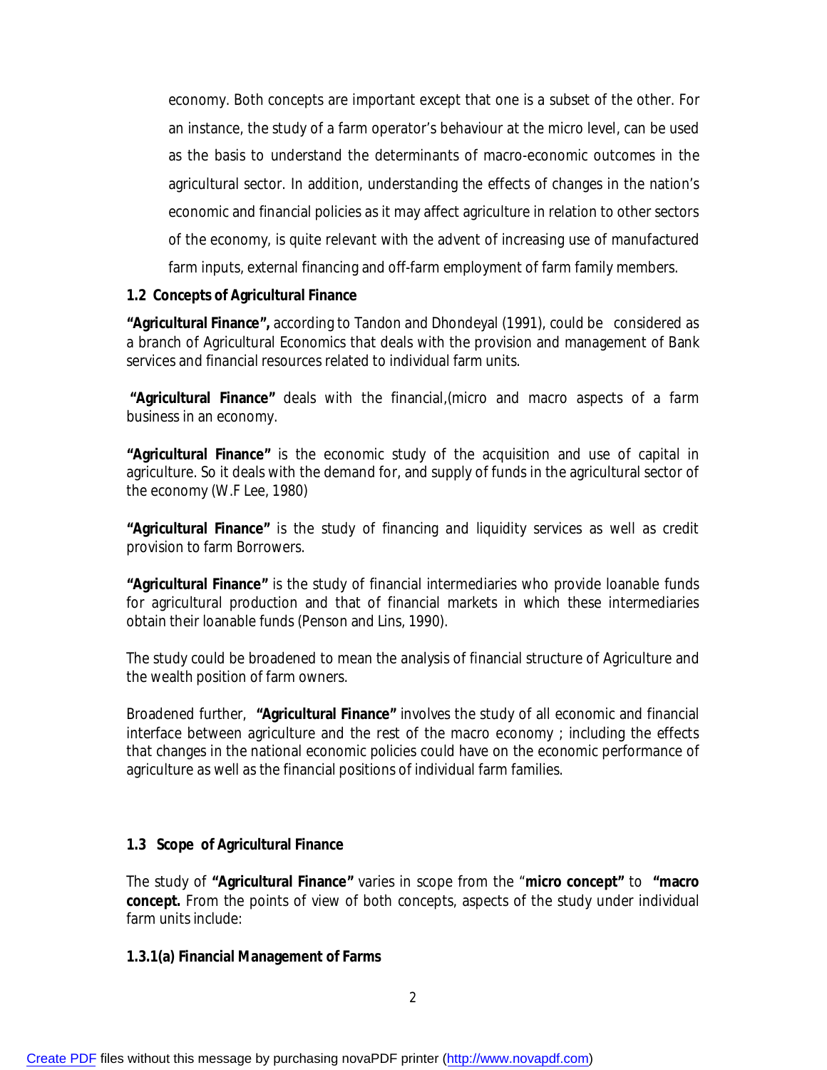economy. Both concepts are important except that one is a subset of the other. For an instance, the study of a farm operator's behaviour at the micro level, can be used as the basis to understand the determinants of macro-economic outcomes in the agricultural sector. In addition, understanding the effects of changes in the nation's economic and financial policies as it may affect agriculture in relation to other sectors of the economy, is quite relevant with the advent of increasing use of manufactured farm inputs, external financing and off-farm employment of farm family members.

### 1.2 Concepts of Agricultural Finance

**"Agricultural Finance",** according to Tandon and Dhondeyal (1991), could be considered as a branch of Agricultural Economics that deals with the provision and management of Bank services and financial resources related to individual farm units.

**"Agricultural Finance"** deals with the financial,(micro and macro aspects of a farm business in an economy.

**"Agricultural Finance"** is the economic study of the acquisition and use of capital in agriculture. So it deals with the demand for, and supply of funds in the agricultural sector of the economy (W.F Lee, 1980)

**"Agricultural Finance"** is the study of financing and liquidity services as well as credit provision to farm Borrowers.

**"Agricultural Finance"** is the study of financial intermediaries who provide loanable funds for agricultural production and that of financial markets in which these intermediaries obtain their loanable funds (Penson and Lins, 1990).

The study could be broadened to mean the analysis of financial structure of Agriculture and the wealth position of farm owners.

Broadened further, **"Agricultural Finance"** involves the study of all economic and financial interface between agriculture and the rest of the macro economy ; including the effects that changes in the national economic policies could have on the economic performance of agriculture as well as the financial positions of individual farm families.

### 1.3 Scope of Agricultural Finance

The study of **"Agricultural Finance"** varies in scope from the "**micro concept"** to **"macro concept.** From the points of view of both concepts, aspects of the study under individual farm units include:

#### 1.3.1(a) Financial Management of Farms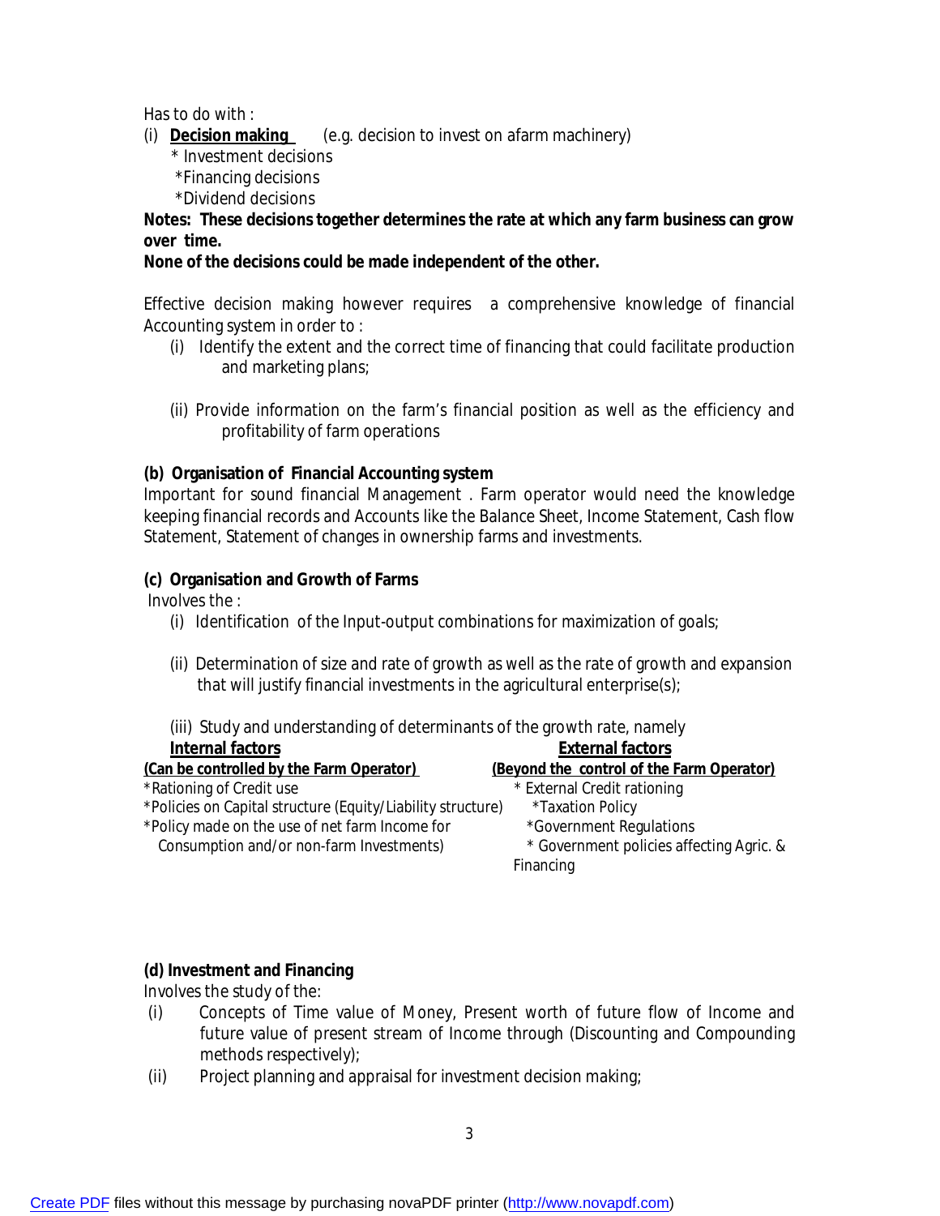Has to do with :

(i) **Decision making** (e.g. decision to invest on afarm machinery)

- * Investment decisions
- *Financing decisions
- *Dividend decisions

**Notes: These decisions together determines the rate at which any farm business can grow over time.**

**None of the decisions could be made independent of the other.**

Effective decision making however requires a comprehensive knowledge of financial Accounting system in order to :

(i) Identify the extent and the correct time of financing that could facilitate production and marketing plans;

(ii) Provide information on the farm's financial position as well as the efficiency and profitability of farm operations

**(b) Organisation of Financial Accounting system**

Important for sound financial Management . Farm operator would need the knowledge keeping financial records and Accounts like the Balance Sheet, Income Statement, Cash flow Statement, Statement of changes in ownership farms and investments.

**(c) Organisation and Growth of Farms**

Involves the :

(i) Identification of the Input-output combinations for maximization of goals;

(ii) Determination of size and rate of growth as well as the rate of growth and expansion that will justify financial investments in the agricultural enterprise(s);

(iii) Study and understanding of determinants of the growth rate, namely

| **Internal factors** | **External factors** |
|---|---|
| **(Can be controlled by the Farm Operator)** | **(Beyond the control of the Farm Operator)** |
| *Rationing of Credit use | * External Credit rationing |
| *Policies on Capital structure (Equity/Liability structure) | *Taxation Policy |
| *Policy made on the use of net farm Income for Consumption and/or non-farm Investments) | *Government Regulations |
| | * Government policies affecting Agric. & Financing |

**(d) Investment and Financing**

Involves the study of the:

(i) Concepts of Time value of Money, Present worth of future flow of Income and future value of present stream of Income through (Discounting and Compounding methods respectively);

(ii) Project planning and appraisal for investment decision making;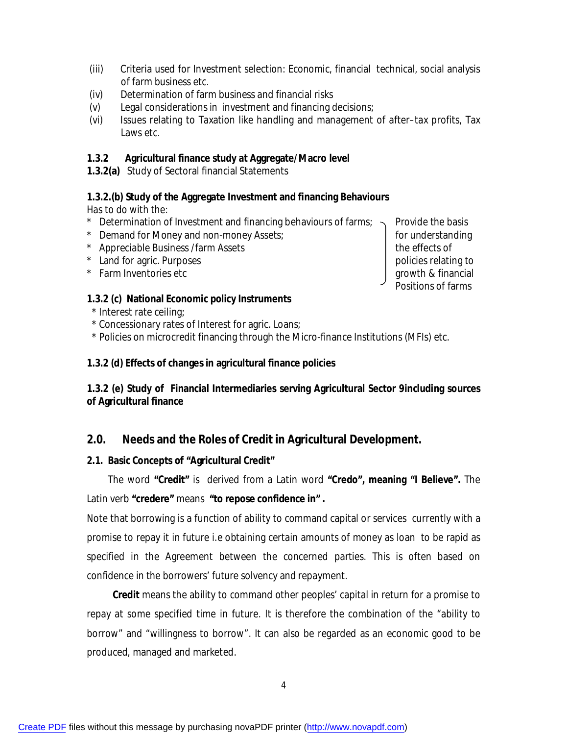(iii) Criteria used for Investment selection: Economic, financial technical, social analysis of farm business etc.

(iv) Determination of farm business and financial risks

(v) Legal considerations in investment and financing decisions;

(vi) Issues relating to Taxation like handling and management of after–tax profits, Tax Laws etc.

### 1.3.2 Agricultural finance study at Aggregate/Macro level

**1.3.2(a)** Study of Sectoral financial Statements

#### 1.3.2.(b) Study of the Aggregate Investment and financing Behaviours

Has to do with the:

* Determination of Investment and financing behaviours of farms;
* Demand for Money and non-money Assets;
* Appreciable Business /farm Assets
* Land for agric. Purposes
* Farm Inventories etc

} Provide the basis for understanding the effects of policies relating to growth & financial Positions of farms

#### 1.3.2 (c) National Economic policy Instruments

* Interest rate ceiling;
* Concessionary rates of Interest for agric. Loans;
* Policies on microcredit financing through the Micro-finance Institutions (MFIs) etc.

#### 1.3.2 (d) Effects of changes in agricultural finance policies

#### 1.3.2 (e) Study of Financial Intermediaries serving Agricultural Sector 9including sources of Agricultural finance

## 2.0. Needs and the Roles of Credit in Agricultural Development.

### 2.1. Basic Concepts of "Agricultural Credit"

The word **"Credit"** is derived from a Latin word **"Credo", meaning "I Believe".** The Latin verb **"credere"** means **"to repose confidence in" .**

Note that borrowing is a function of ability to command capital or services currently with a promise to repay it in future i.e obtaining certain amounts of money as loan to be rapid as specified in the Agreement between the concerned parties. This is often based on confidence in the borrowers' future solvency and repayment.

**Credit** means the ability to command other peoples' capital in return for a promise to repay at some specified time in future. It is therefore the combination of the "ability to borrow" and "willingness to borrow". It can also be regarded as an economic good to be produced, managed and marketed.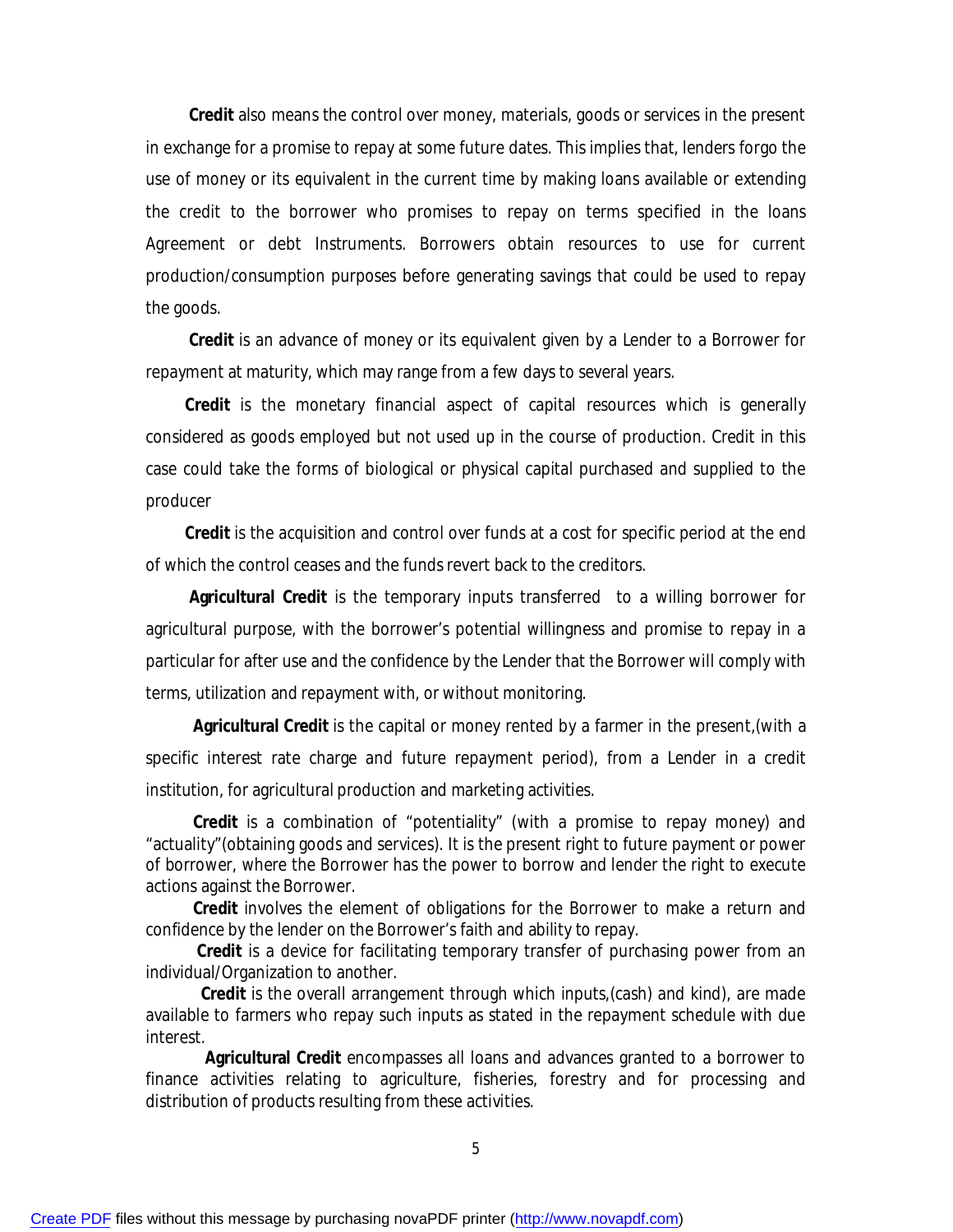**Credit** also means the control over money, materials, goods or services in the present in exchange for a promise to repay at some future dates. This implies that, lenders forgo the use of money or its equivalent in the current time by making loans available or extending the credit to the borrower who promises to repay on terms specified in the loans Agreement or debt Instruments. Borrowers obtain resources to use for current production/consumption purposes before generating savings that could be used to repay the goods.

**Credit** is an advance of money or its equivalent given by a Lender to a Borrower for repayment at maturity, which may range from a few days to several years.

**Credit** is the monetary financial aspect of capital resources which is generally considered as goods employed but not used up in the course of production. Credit in this case could take the forms of biological or physical capital purchased and supplied to the producer

**Credit** is the acquisition and control over funds at a cost for specific period at the end of which the control ceases and the funds revert back to the creditors.

**Agricultural Credit** is the temporary inputs transferred to a willing borrower for agricultural purpose, with the borrower's potential willingness and promise to repay in a particular for after use and the confidence by the Lender that the Borrower will comply with terms, utilization and repayment with, or without monitoring.

**Agricultural Credit** is the capital or money rented by a farmer in the present,(with a specific interest rate charge and future repayment period), from a Lender in a credit institution, for agricultural production and marketing activities.

**Credit** is a combination of "potentiality" (with a promise to repay money) and "actuality"(obtaining goods and services). It is the present right to future payment or power of borrower, where the Borrower has the power to borrow and lender the right to execute actions against the Borrower.

**Credit** involves the element of obligations for the Borrower to make a return and confidence by the lender on the Borrower's faith and ability to repay.

**Credit** is a device for facilitating temporary transfer of purchasing power from an individual/Organization to another.

**Credit** is the overall arrangement through which inputs,(cash) and kind), are made available to farmers who repay such inputs as stated in the repayment schedule with due interest.

**Agricultural Credit** encompasses all loans and advances granted to a borrower to finance activities relating to agriculture, fisheries, forestry and for processing and distribution of products resulting from these activities.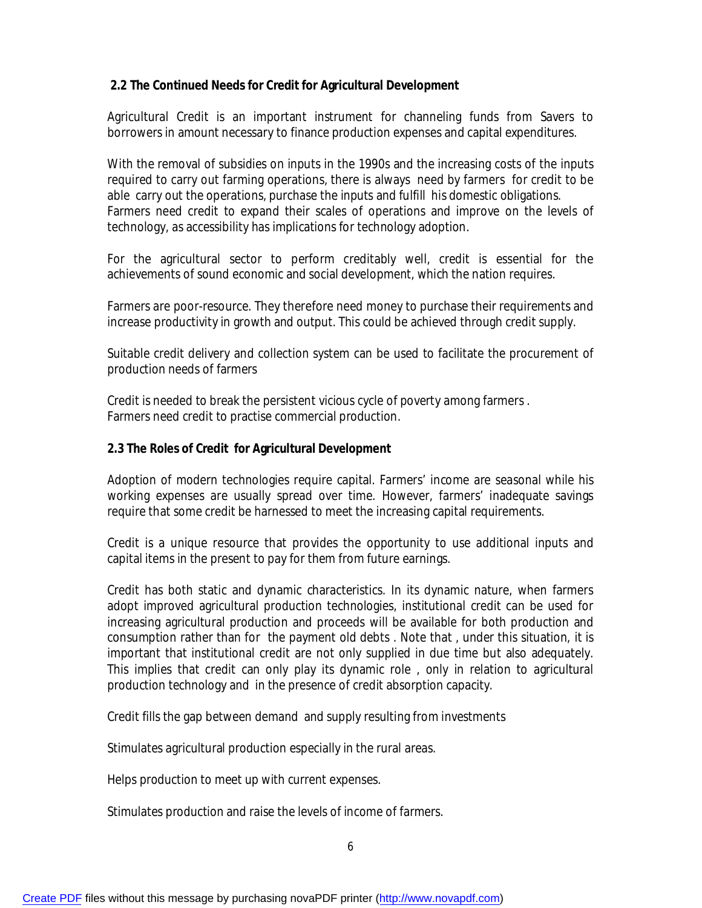**2.2 The Continued Needs for Credit for Agricultural Development**

Agricultural Credit is an important instrument for channeling funds from Savers to borrowers in amount necessary to finance production expenses and capital expenditures.

With the removal of subsidies on inputs in the 1990s and the increasing costs of the inputs required to carry out farming operations, there is always need by farmers for credit to be able carry out the operations, purchase the inputs and fulfill his domestic obligations. Farmers need credit to expand their scales of operations and improve on the levels of technology, as accessibility has implications for technology adoption.

For the agricultural sector to perform creditably well, credit is essential for the achievements of sound economic and social development, which the nation requires.

Farmers are poor-resource. They therefore need money to purchase their requirements and increase productivity in growth and output. This could be achieved through credit supply.

Suitable credit delivery and collection system can be used to facilitate the procurement of production needs of farmers

Credit is needed to break the persistent vicious cycle of poverty among farmers .
Farmers need credit to practise commercial production.

**2.3 The Roles of Credit for Agricultural Development**

Adoption of modern technologies require capital. Farmers' income are seasonal while his working expenses are usually spread over time. However, farmers' inadequate savings require that some credit be harnessed to meet the increasing capital requirements.

Credit is a unique resource that provides the opportunity to use additional inputs and capital items in the present to pay for them from future earnings.

Credit has both static and dynamic characteristics. In its dynamic nature, when farmers adopt improved agricultural production technologies, institutional credit can be used for increasing agricultural production and proceeds will be available for both production and consumption rather than for the payment old debts . Note that , under this situation, it is important that institutional credit are not only supplied in due time but also adequately. This implies that credit can only play its dynamic role , only in relation to agricultural production technology and in the presence of credit absorption capacity.

Credit fills the gap between demand and supply resulting from investments

Stimulates agricultural production especially in the rural areas.

Helps production to meet up with current expenses.

Stimulates production and raise the levels of income of farmers.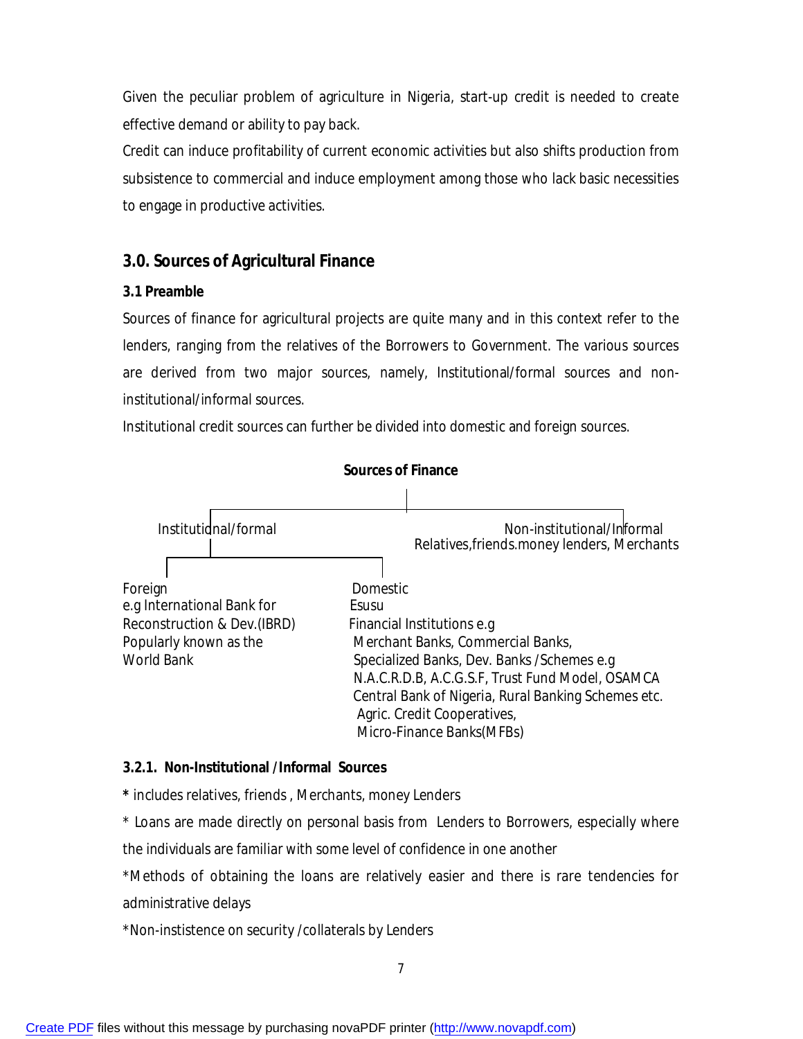Given the peculiar problem of agriculture in Nigeria, start-up credit is needed to create effective demand or ability to pay back.

Credit can induce profitability of current economic activities but also shifts production from subsistence to commercial and induce employment among those who lack basic necessities to engage in productive activities.

## 3.0. Sources of Agricultural Finance

### 3.1 Preamble

Sources of finance for agricultural projects are quite many and in this context refer to the lenders, ranging from the relatives of the Borrowers to Government. The various sources are derived from two major sources, namely, Institutional/formal sources and non-institutional/informal sources.

Institutional credit sources can further be divided into domestic and foreign sources.

**Sources of Finance**

- Institutional/formal
  - Foreign
    e.g International Bank for Reconstruction & Dev.(IBRD) Popularly known as the World Bank
  - Domestic
    Esusu
    Financial Institutions e.g
    Merchant Banks, Commercial Banks,
    Specialized Banks, Dev. Banks /Schemes e.g
    N.A.C.R.D.B, A.C.G.S.F, Trust Fund Model, OSAMCA
    Central Bank of Nigeria, Rural Banking Schemes etc.
    Agric. Credit Cooperatives,
    Micro-Finance Banks(MFBs)
- Non-institutional/Informal
  Relatives,friends.money lenders, Merchants

**3.2.1. Non-Institutional /Informal Sources**

* includes relatives, friends , Merchants, money Lenders

* Loans are made directly on personal basis from Lenders to Borrowers, especially where the individuals are familiar with some level of confidence in one another

*Methods of obtaining the loans are relatively easier and there is rare tendencies for administrative delays

*Non-instistence on security /collaterals by Lenders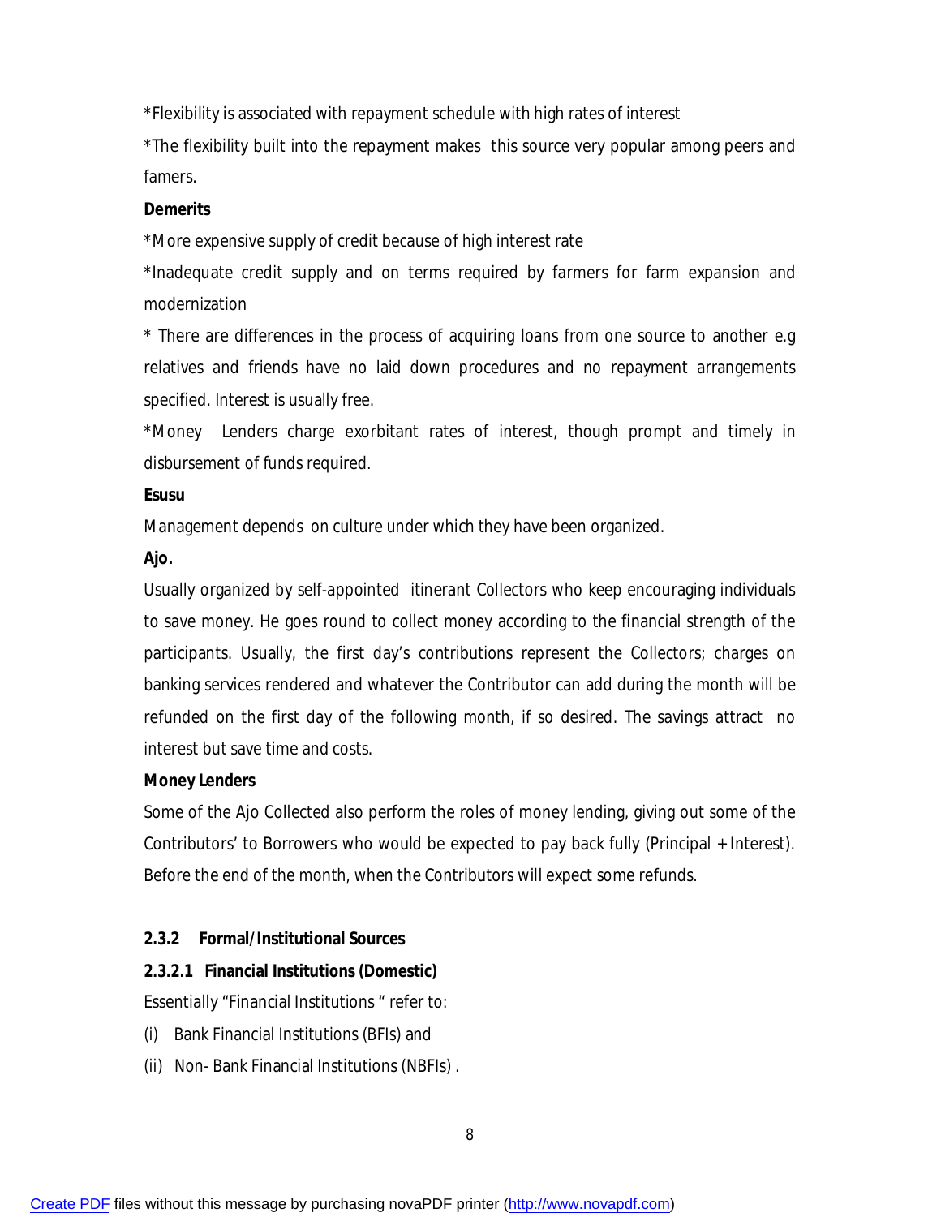*Flexibility is associated with repayment schedule with high rates of interest

*The flexibility built into the repayment makes this source very popular among peers and famers.

**Demerits**

*More expensive supply of credit because of high interest rate

*Inadequate credit supply and on terms required by farmers for farm expansion and modernization

* There are differences in the process of acquiring loans from one source to another e.g relatives and friends have no laid down procedures and no repayment arrangements specified. Interest is usually free.

*Money Lenders charge exorbitant rates of interest, though prompt and timely in disbursement of funds required.

**Esusu**

Management depends on culture under which they have been organized.

**Ajo.**

Usually organized by self-appointed itinerant Collectors who keep encouraging individuals to save money. He goes round to collect money according to the financial strength of the participants. Usually, the first day's contributions represent the Collectors; charges on banking services rendered and whatever the Contributor can add during the month will be refunded on the first day of the following month, if so desired. The savings attract no interest but save time and costs.

**Money Lenders**

Some of the Ajo Collected also perform the roles of money lending, giving out some of the Contributors' to Borrowers who would be expected to pay back fully (Principal + Interest). Before the end of the month, when the Contributors will expect some refunds.

### 2.3.2 Formal/Institutional Sources

#### 2.3.2.1 Financial Institutions (Domestic)

Essentially "Financial Institutions " refer to:

(i) Bank Financial Institutions (BFIs) and

(ii) Non- Bank Financial Institutions (NBFIs) .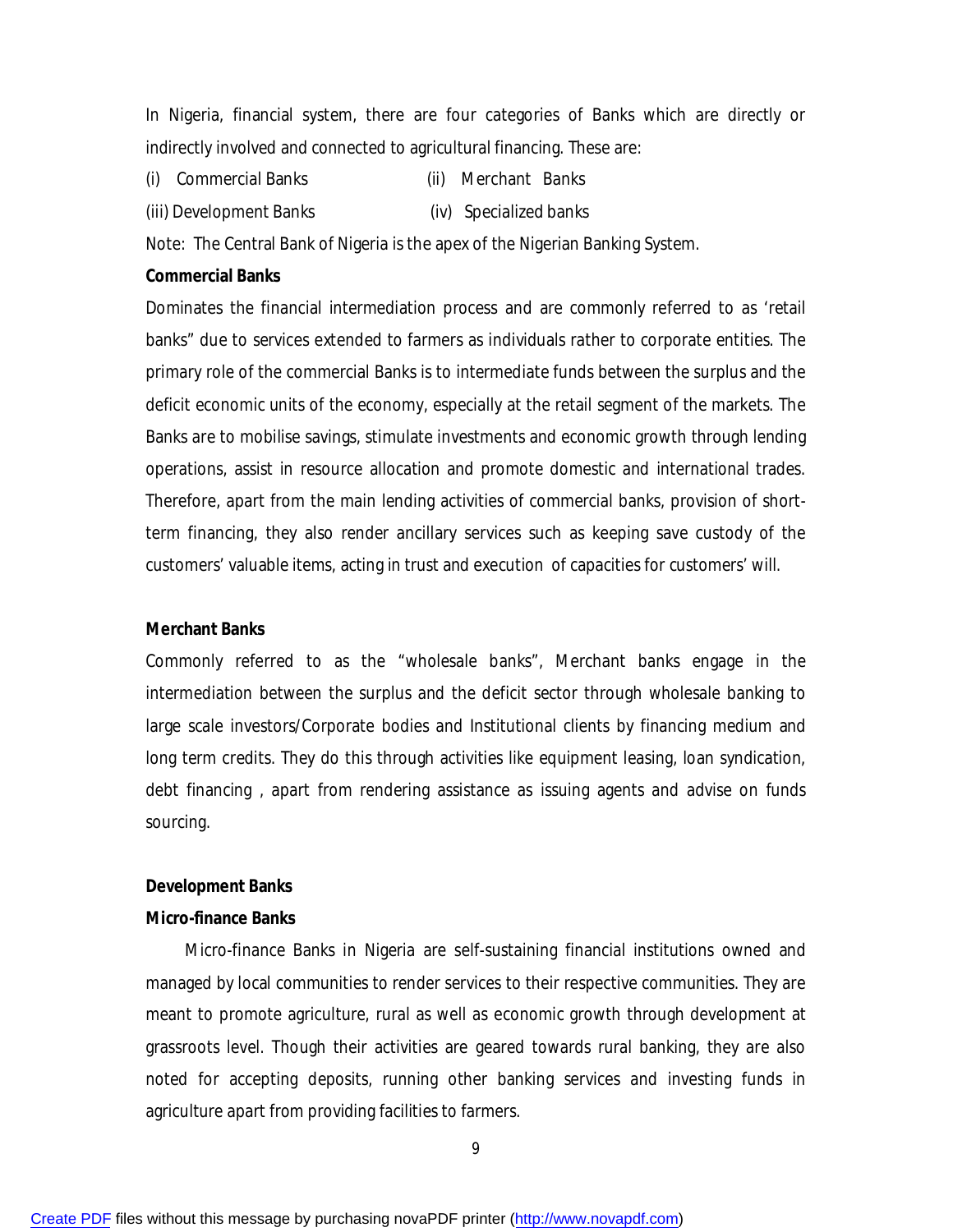In Nigeria, financial system, there are four categories of Banks which are directly or indirectly involved and connected to agricultural financing. These are:

(i) Commercial Banks (ii) Merchant Banks

(iii) Development Banks (iv) Specialized banks

Note: The Central Bank of Nigeria is the apex of the Nigerian Banking System.

**Commercial Banks**

Dominates the financial intermediation process and are commonly referred to as 'retail banks" due to services extended to farmers as individuals rather to corporate entities. The primary role of the commercial Banks is to intermediate funds between the surplus and the deficit economic units of the economy, especially at the retail segment of the markets. The Banks are to mobilise savings, stimulate investments and economic growth through lending operations, assist in resource allocation and promote domestic and international trades. Therefore, apart from the main lending activities of commercial banks, provision of short-term financing, they also render ancillary services such as keeping save custody of the customers' valuable items, acting in trust and execution of capacities for customers' will.

**Merchant Banks**

Commonly referred to as the "wholesale banks", Merchant banks engage in the intermediation between the surplus and the deficit sector through wholesale banking to large scale investors/Corporate bodies and Institutional clients by financing medium and long term credits. They do this through activities like equipment leasing, loan syndication, debt financing , apart from rendering assistance as issuing agents and advise on funds sourcing.

**Development Banks**

**Micro-finance Banks**

Micro-finance Banks in Nigeria are self-sustaining financial institutions owned and managed by local communities to render services to their respective communities. They are meant to promote agriculture, rural as well as economic growth through development at grassroots level. Though their activities are geared towards rural banking, they are also noted for accepting deposits, running other banking services and investing funds in agriculture apart from providing facilities to farmers.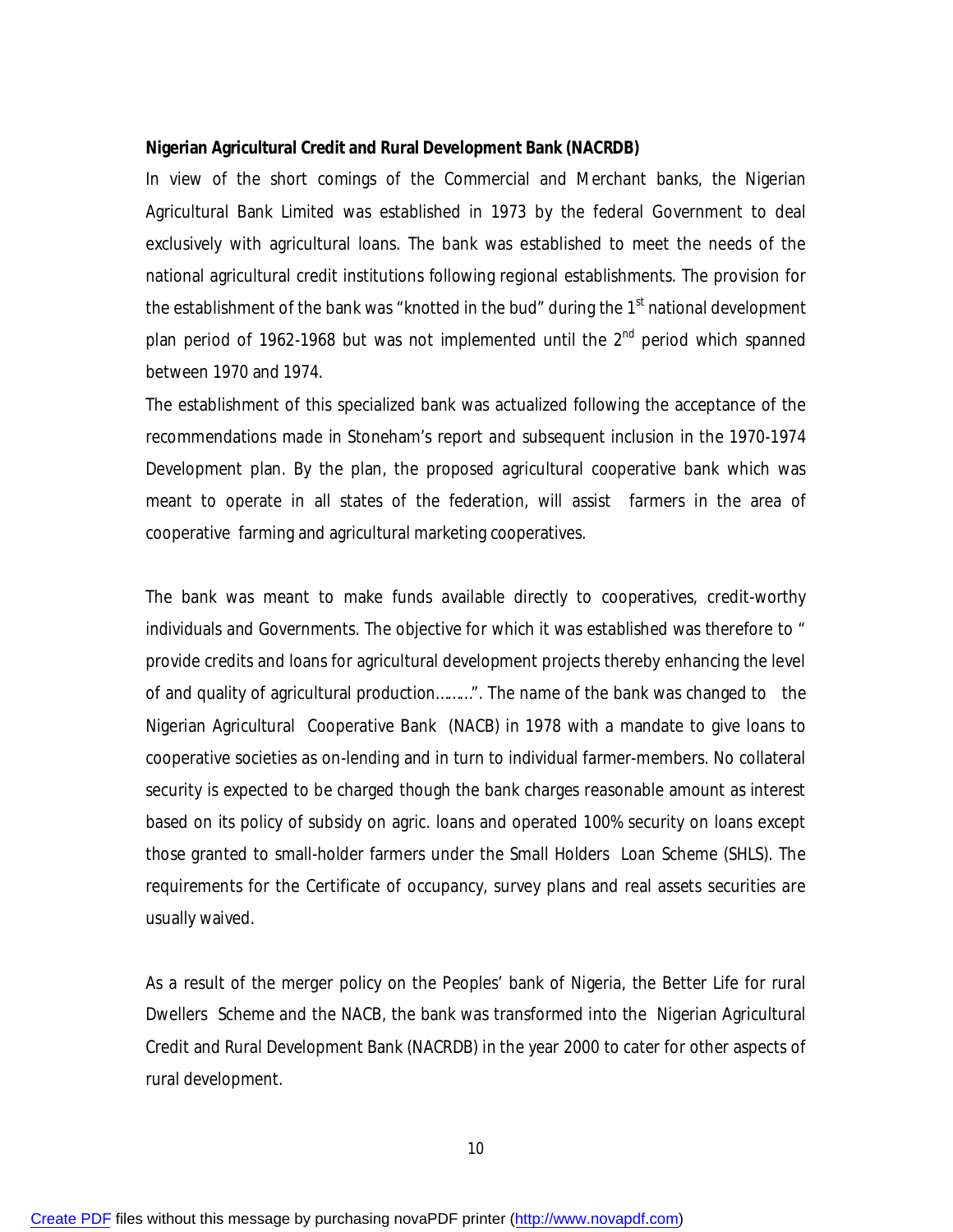**Nigerian Agricultural Credit and Rural Development Bank (NACRDB)**

In view of the short comings of the Commercial and Merchant banks, the Nigerian Agricultural Bank Limited was established in 1973 by the federal Government to deal exclusively with agricultural loans. The bank was established to meet the needs of the national agricultural credit institutions following regional establishments. The provision for the establishment of the bank was "knotted in the bud" during the 1st national development plan period of 1962-1968 but was not implemented until the 2nd period which spanned between 1970 and 1974.

The establishment of this specialized bank was actualized following the acceptance of the recommendations made in Stoneham's report and subsequent inclusion in the 1970-1974 Development plan. By the plan, the proposed agricultural cooperative bank which was meant to operate in all states of the federation, will assist farmers in the area of cooperative farming and agricultural marketing cooperatives.

The bank was meant to make funds available directly to cooperatives, credit-worthy individuals and Governments. The objective for which it was established was therefore to " provide credits and loans for agricultural development projects thereby enhancing the level of and quality of agricultural production………". The name of the bank was changed to the Nigerian Agricultural Cooperative Bank (NACB) in 1978 with a mandate to give loans to cooperative societies as on-lending and in turn to individual farmer-members. No collateral security is expected to be charged though the bank charges reasonable amount as interest based on its policy of subsidy on agric. loans and operated 100% security on loans except those granted to small-holder farmers under the Small Holders Loan Scheme (SHLS). The requirements for the Certificate of occupancy, survey plans and real assets securities are usually waived.

As a result of the merger policy on the Peoples' bank of Nigeria, the Better Life for rural Dwellers Scheme and the NACB, the bank was transformed into the Nigerian Agricultural Credit and Rural Development Bank (NACRDB) in the year 2000 to cater for other aspects of rural development.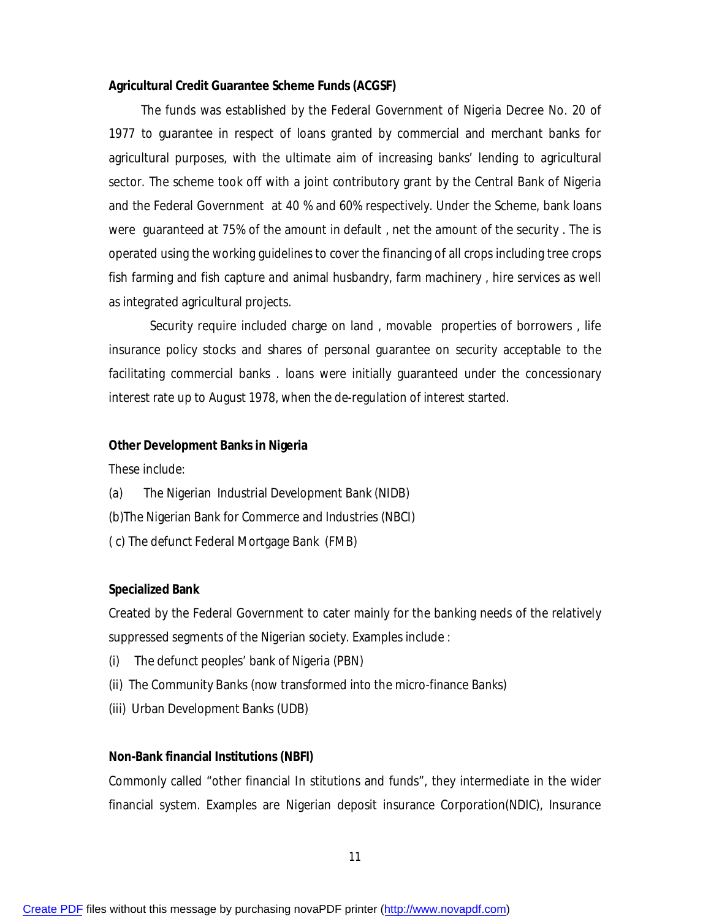**Agricultural Credit Guarantee Scheme Funds (ACGSF)**

The funds was established by the Federal Government of Nigeria Decree No. 20 of 1977 to guarantee in respect of loans granted by commercial and merchant banks for agricultural purposes, with the ultimate aim of increasing banks' lending to agricultural sector. The scheme took off with a joint contributory grant by the Central Bank of Nigeria and the Federal Government at 40 % and 60% respectively. Under the Scheme, bank loans were guaranteed at 75% of the amount in default , net the amount of the security . The is operated using the working guidelines to cover the financing of all crops including tree crops fish farming and fish capture and animal husbandry, farm machinery , hire services as well as integrated agricultural projects.

Security require included charge on land , movable properties of borrowers , life insurance policy stocks and shares of personal guarantee on security acceptable to the facilitating commercial banks . loans were initially guaranteed under the concessionary interest rate up to August 1978, when the de-regulation of interest started.

**Other Development Banks in Nigeria**

These include:

(a) The Nigerian Industrial Development Bank (NIDB)

(b)The Nigerian Bank for Commerce and Industries (NBCI)

( c) The defunct Federal Mortgage Bank (FMB)

**Specialized Bank**

Created by the Federal Government to cater mainly for the banking needs of the relatively suppressed segments of the Nigerian society. Examples include :

(i) The defunct peoples' bank of Nigeria (PBN)

(ii) The Community Banks (now transformed into the micro-finance Banks)

(iii) Urban Development Banks (UDB)

**Non-Bank financial Institutions (NBFI)**

Commonly called "other financial In stitutions and funds", they intermediate in the wider financial system. Examples are Nigerian deposit insurance Corporation(NDIC), Insurance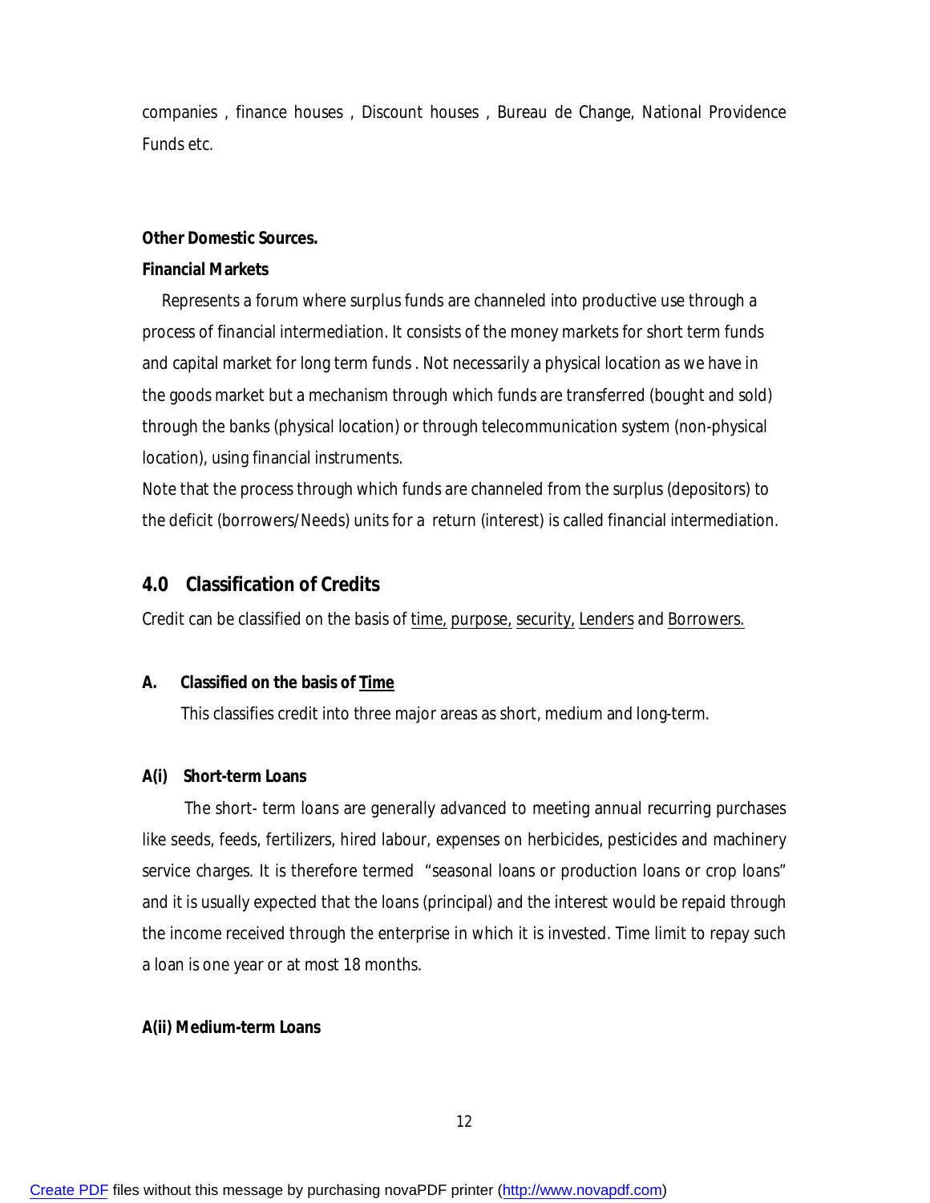companies , finance houses , Discount houses , Bureau de Change, National Providence Funds etc.

**Other Domestic Sources.**

**Financial Markets**

Represents a forum where surplus funds are channeled into productive use through a process of financial intermediation. It consists of the money markets for short term funds and capital market for long term funds . Not necessarily a physical location as we have in the goods market but a mechanism through which funds are transferred (bought and sold) through the banks (physical location) or through telecommunication system (non-physical location), using financial instruments.

Note that the process through which funds are channeled from the surplus (depositors) to the deficit (borrowers/Needs) units for a return (interest) is called financial intermediation.

## 4.0 Classification of Credits

Credit can be classified on the basis of <u>time,</u> <u>purpose,</u> <u>security,</u> <u>Lenders</u> and <u>Borrowers.</u>

**A. Classified on the basis of <u>Time</u>**

This classifies credit into three major areas as short, medium and long-term.

**A(i) Short-term Loans**

The short- term loans are generally advanced to meeting annual recurring purchases like seeds, feeds, fertilizers, hired labour, expenses on herbicides, pesticides and machinery service charges. It is therefore termed "seasonal loans or production loans or crop loans" and it is usually expected that the loans (principal) and the interest would be repaid through the income received through the enterprise in which it is invested. Time limit to repay such a loan is one year or at most 18 months.

**A(ii) Medium-term Loans**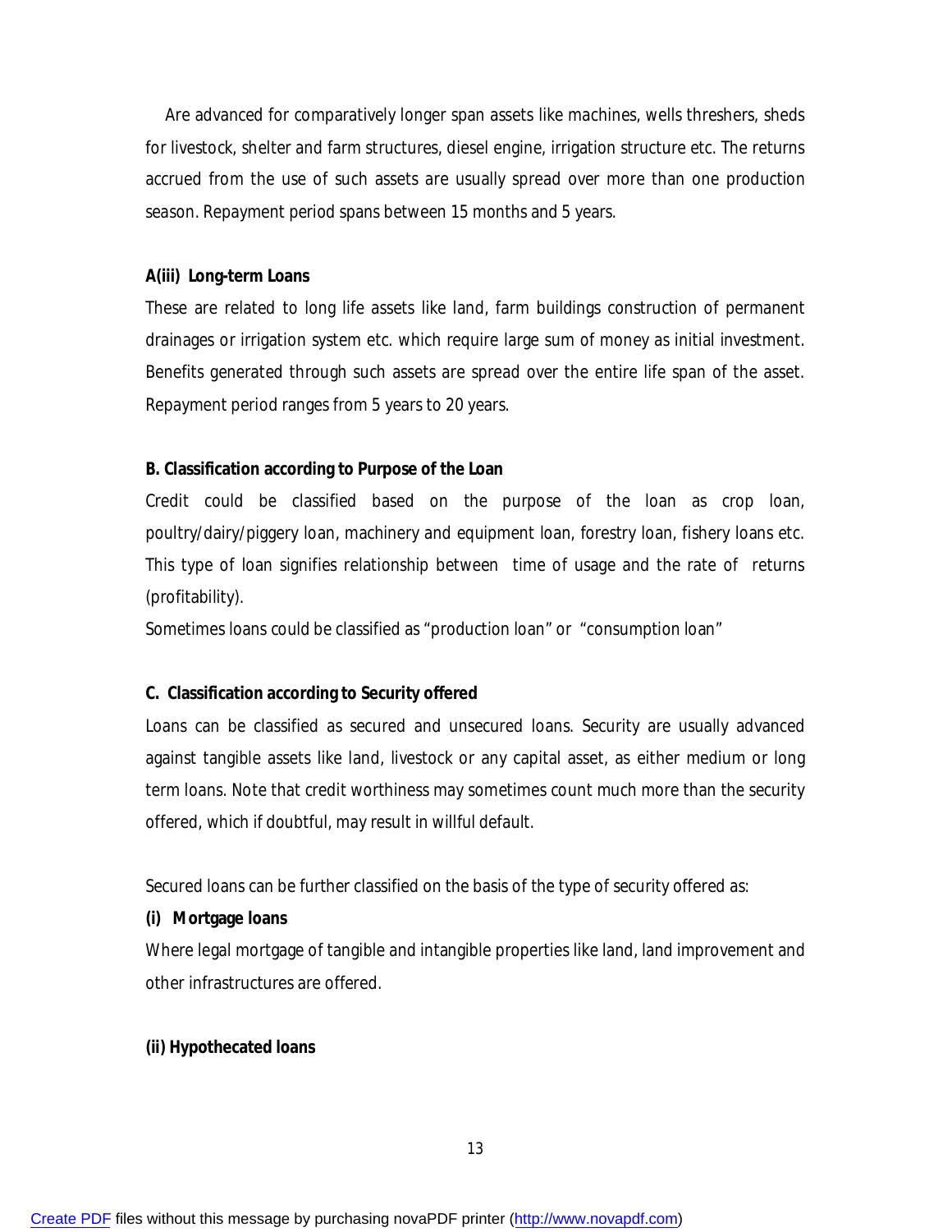Are advanced for comparatively longer span assets like machines, wells threshers, sheds for livestock, shelter and farm structures, diesel engine, irrigation structure etc. The returns accrued from the use of such assets are usually spread over more than one production season. Repayment period spans between 15 months and 5 years.

**A(iii) Long-term Loans**

These are related to long life assets like land, farm buildings construction of permanent drainages or irrigation system etc. which require large sum of money as initial investment. Benefits generated through such assets are spread over the entire life span of the asset. Repayment period ranges from 5 years to 20 years.

**B. Classification according to Purpose of the Loan**

Credit could be classified based on the purpose of the loan as crop loan, poultry/dairy/piggery loan, machinery and equipment loan, forestry loan, fishery loans etc. This type of loan signifies relationship between time of usage and the rate of returns (profitability).

Sometimes loans could be classified as "production loan" or "consumption loan"

**C. Classification according to Security offered**

Loans can be classified as secured and unsecured loans. Security are usually advanced against tangible assets like land, livestock or any capital asset, as either medium or long term loans. Note that credit worthiness may sometimes count much more than the security offered, which if doubtful, may result in willful default.

Secured loans can be further classified on the basis of the type of security offered as:

**(i) Mortgage loans**

Where legal mortgage of tangible and intangible properties like land, land improvement and other infrastructures are offered.

**(ii) Hypothecated loans**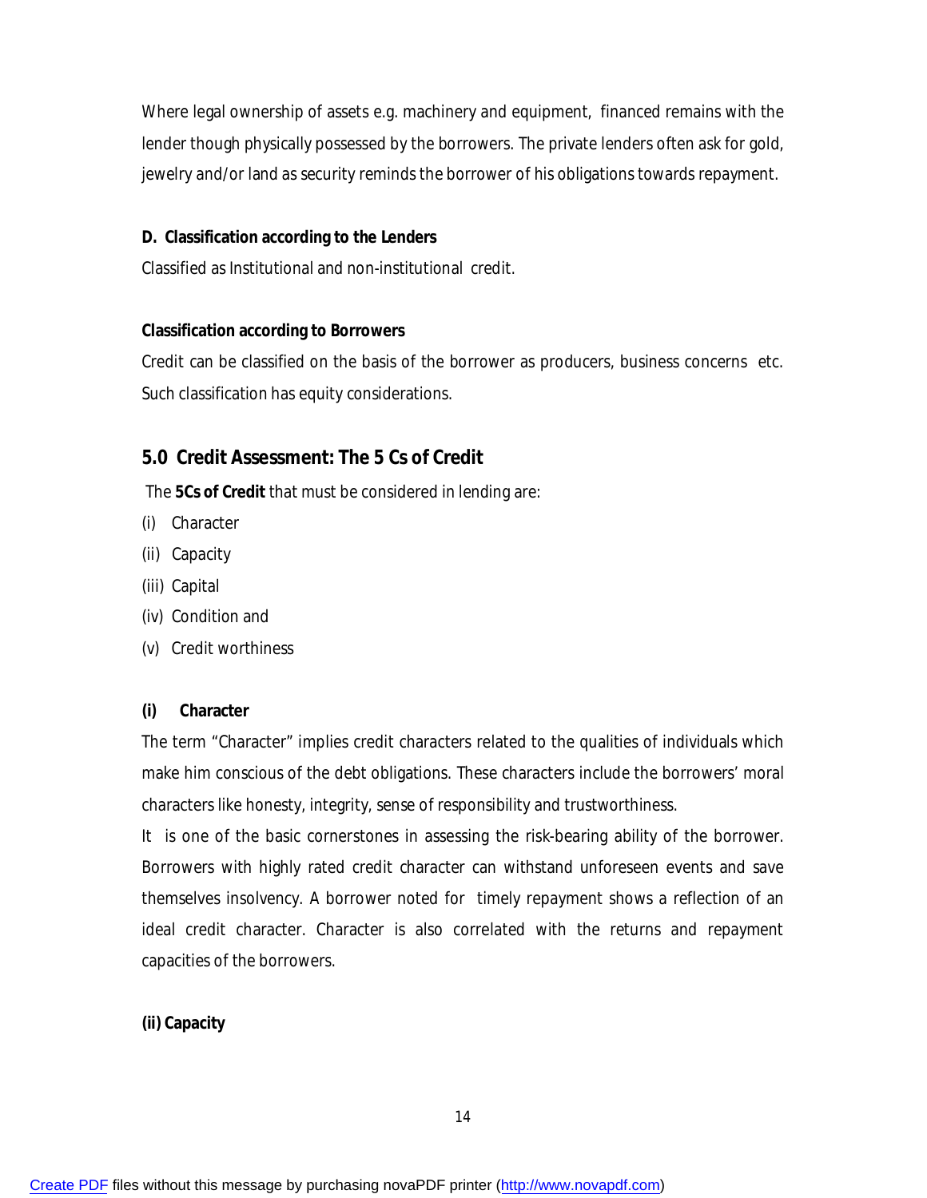Where legal ownership of assets e.g. machinery and equipment, financed remains with the lender though physically possessed by the borrowers. The private lenders often ask for gold, jewelry and/or land as security reminds the borrower of his obligations towards repayment.

**D. Classification according to the Lenders**

Classified as Institutional and non-institutional credit.

**Classification according to Borrowers**

Credit can be classified on the basis of the borrower as producers, business concerns etc. Such classification has equity considerations.

## 5.0 Credit Assessment: The 5 Cs of Credit

The **5Cs of Credit** that must be considered in lending are:

(i) Character
(ii) Capacity
(iii) Capital
(iv) Condition and
(v) Credit worthiness

**(i) Character**

The term "Character" implies credit characters related to the qualities of individuals which make him conscious of the debt obligations. These characters include the borrowers' moral characters like honesty, integrity, sense of responsibility and trustworthiness.

It is one of the basic cornerstones in assessing the risk-bearing ability of the borrower. Borrowers with highly rated credit character can withstand unforeseen events and save themselves insolvency. A borrower noted for timely repayment shows a reflection of an ideal credit character. Character is also correlated with the returns and repayment capacities of the borrowers.

**(ii) Capacity**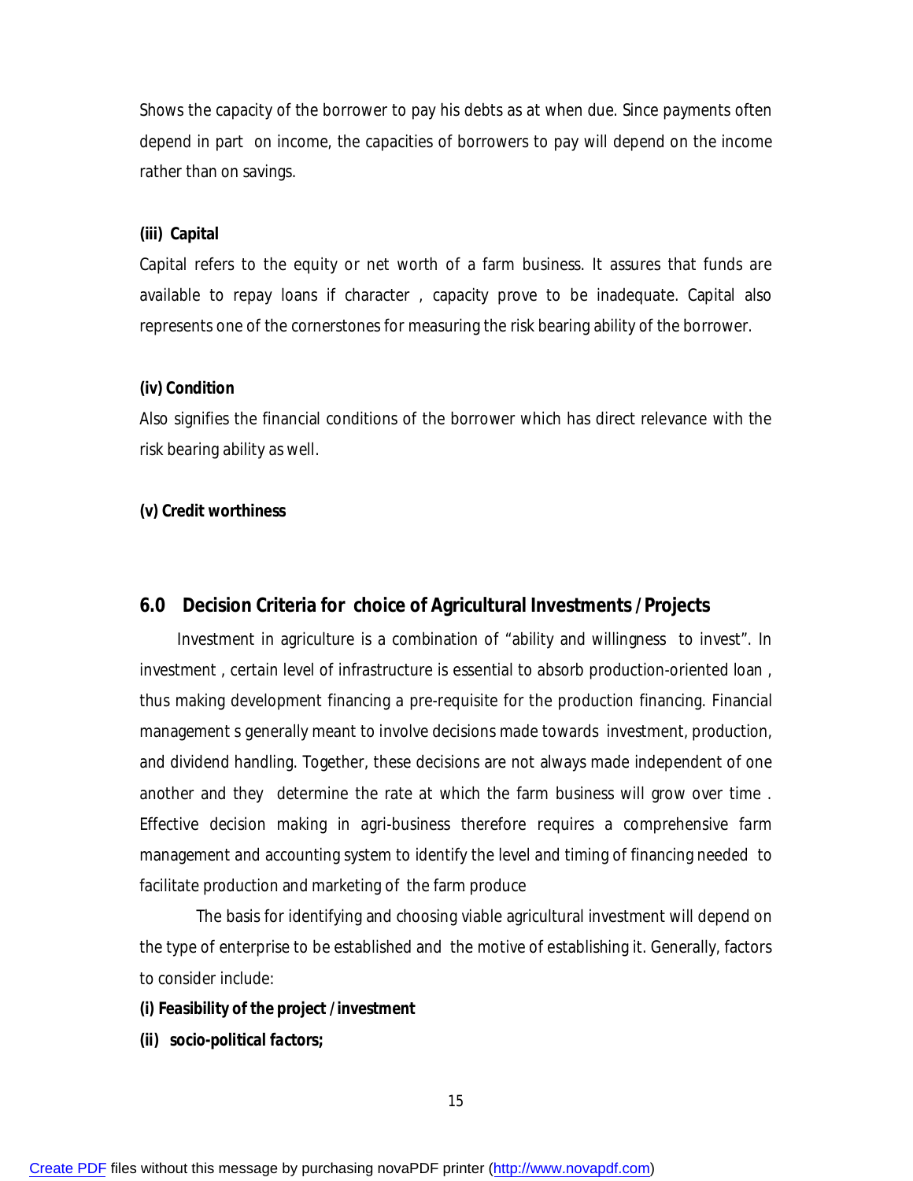Shows the capacity of the borrower to pay his debts as at when due. Since payments often depend in part on income, the capacities of borrowers to pay will depend on the income rather than on savings.

**(iii) Capital**

Capital refers to the equity or net worth of a farm business. It assures that funds are available to repay loans if character , capacity prove to be inadequate. Capital also represents one of the cornerstones for measuring the risk bearing ability of the borrower.

**(iv) Condition**

Also signifies the financial conditions of the borrower which has direct relevance with the risk bearing ability as well.

**(v) Credit worthiness**

## 6.0 Decision Criteria for choice of Agricultural Investments / Projects

Investment in agriculture is a combination of "ability and willingness to invest". In investment , certain level of infrastructure is essential to absorb production-oriented loan , thus making development financing a pre-requisite for the production financing. Financial management s generally meant to involve decisions made towards investment, production, and dividend handling. Together, these decisions are not always made independent of one another and they determine the rate at which the farm business will grow over time . Effective decision making in agri-business therefore requires a comprehensive farm management and accounting system to identify the level and timing of financing needed to facilitate production and marketing of the farm produce

The basis for identifying and choosing viable agricultural investment will depend on the type of enterprise to be established and the motive of establishing it. Generally, factors to consider include:

**(i) Feasibility of the project / investment**

**(ii) socio-political factors;**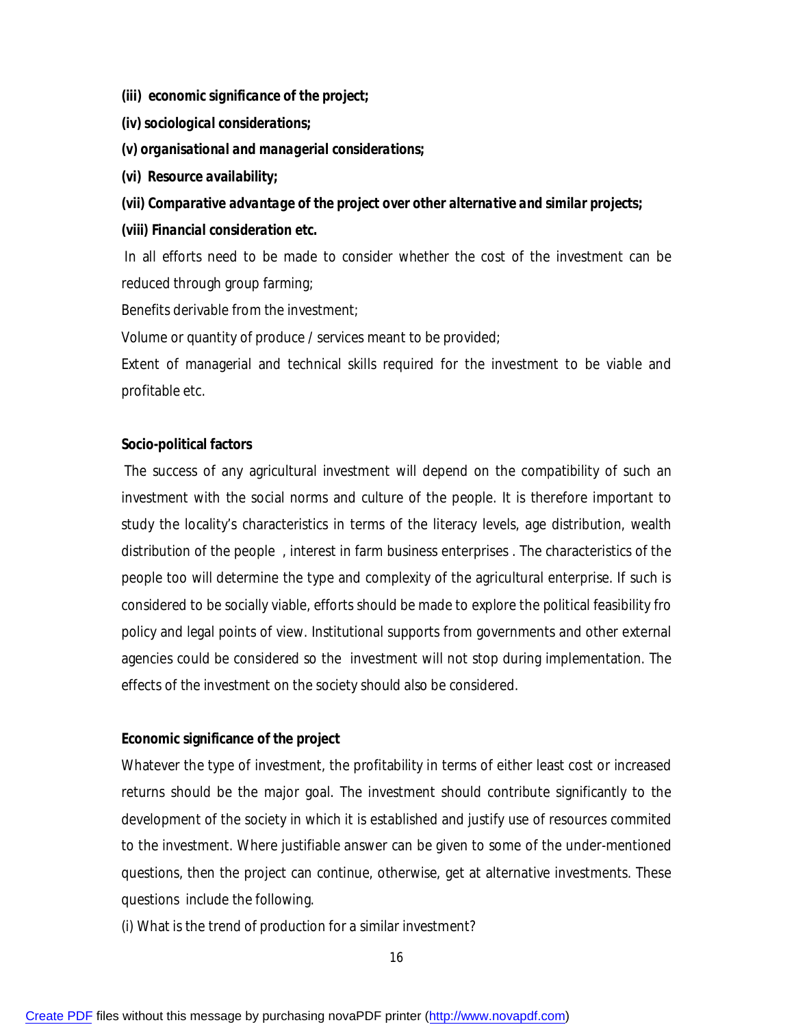***(iii) economic significance of the project;***

***(iv) sociological considerations;***

***(v) organisational and managerial considerations;***

***(vi) Resource availability;***

***(vii) Comparative advantage of the project over other alternative and similar projects;***

***(viii) Financial consideration etc.***

In all efforts need to be made to consider whether the cost of the investment can be reduced through group farming;

Benefits derivable from the investment;

Volume or quantity of produce / services meant to be provided;

Extent of managerial and technical skills required for the investment to be viable and profitable etc.

**Socio-political factors**

The success of any agricultural investment will depend on the compatibility of such an investment with the social norms and culture of the people. It is therefore important to study the locality's characteristics in terms of the literacy levels, age distribution, wealth distribution of the people , interest in farm business enterprises . The characteristics of the people too will determine the type and complexity of the agricultural enterprise. If such is considered to be socially viable, efforts should be made to explore the political feasibility fro policy and legal points of view. Institutional supports from governments and other external agencies could be considered so the investment will not stop during implementation. The effects of the investment on the society should also be considered.

**Economic significance of the project**

Whatever the type of investment, the profitability in terms of either least cost or increased returns should be the major goal. The investment should contribute significantly to the development of the society in which it is established and justify use of resources commited to the investment. Where justifiable answer can be given to some of the under-mentioned questions, then the project can continue, otherwise, get at alternative investments. These questions include the following.

(i) What is the trend of production for a similar investment?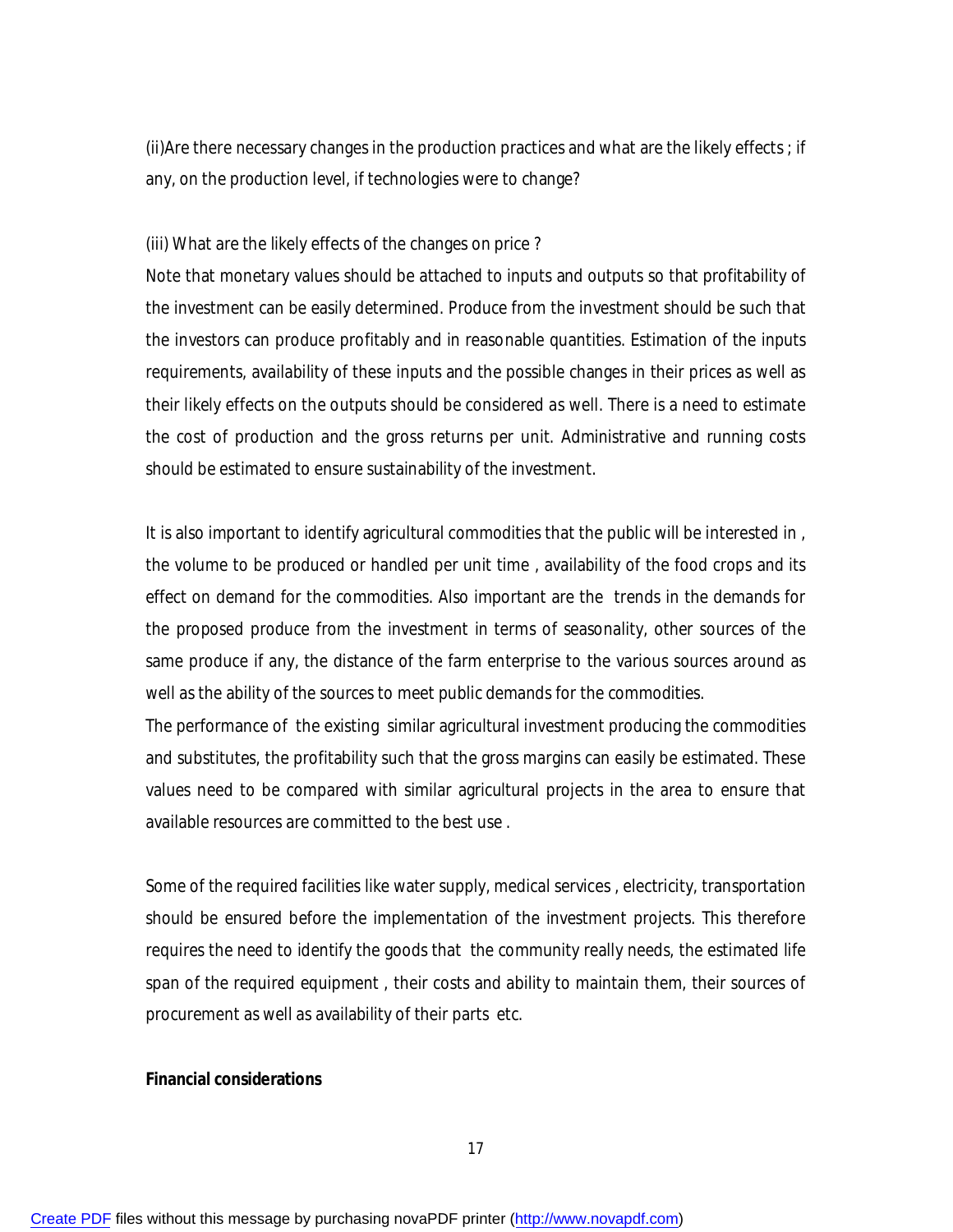(ii)Are there necessary changes in the production practices and what are the likely effects ; if any, on the production level, if technologies were to change?

(iii) What are the likely effects of the changes on price ?

Note that monetary values should be attached to inputs and outputs so that profitability of the investment can be easily determined. Produce from the investment should be such that the investors can produce profitably and in reasonable quantities. Estimation of the inputs requirements, availability of these inputs and the possible changes in their prices as well as their likely effects on the outputs should be considered as well. There is a need to estimate the cost of production and the gross returns per unit. Administrative and running costs should be estimated to ensure sustainability of the investment.

It is also important to identify agricultural commodities that the public will be interested in , the volume to be produced or handled per unit time , availability of the food crops and its effect on demand for the commodities. Also important are the trends in the demands for the proposed produce from the investment in terms of seasonality, other sources of the same produce if any, the distance of the farm enterprise to the various sources around as well as the ability of the sources to meet public demands for the commodities.

The performance of the existing similar agricultural investment producing the commodities and substitutes, the profitability such that the gross margins can easily be estimated. These values need to be compared with similar agricultural projects in the area to ensure that available resources are committed to the best use .

Some of the required facilities like water supply, medical services , electricity, transportation should be ensured before the implementation of the investment projects. This therefore requires the need to identify the goods that the community really needs, the estimated life span of the required equipment , their costs and ability to maintain them, their sources of procurement as well as availability of their parts etc.

**Financial considerations**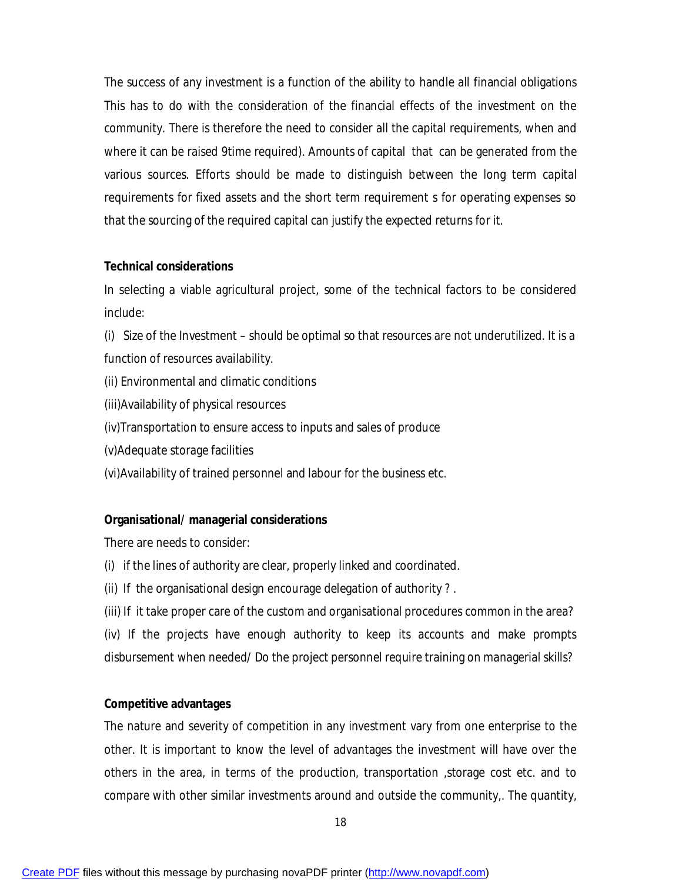The success of any investment is a function of the ability to handle all financial obligations This has to do with the consideration of the financial effects of the investment on the community. There is therefore the need to consider all the capital requirements, when and where it can be raised 9time required). Amounts of capital that can be generated from the various sources. Efforts should be made to distinguish between the long term capital requirements for fixed assets and the short term requirement s for operating expenses so that the sourcing of the required capital can justify the expected returns for it.

**Technical considerations**

In selecting a viable agricultural project, some of the technical factors to be considered include:

(i) Size of the Investment – should be optimal so that resources are not underutilized. It is a function of resources availability.

(ii) Environmental and climatic conditions

(iii)Availability of physical resources

(iv)Transportation to ensure access to inputs and sales of produce

(v)Adequate storage facilities

(vi)Availability of trained personnel and labour for the business etc.

**Organisational/ managerial considerations**

There are needs to consider:

(i) if the lines of authority are clear, properly linked and coordinated.

(ii) If the organisational design encourage delegation of authority ? .

(iii) If it take proper care of the custom and organisational procedures common in the area?

(iv) If the projects have enough authority to keep its accounts and make prompts disbursement when needed/ Do the project personnel require training on managerial skills?

**Competitive advantages**

The nature and severity of competition in any investment vary from one enterprise to the other. It is important to know the level of advantages the investment will have over the others in the area, in terms of the production, transportation ,storage cost etc. and to compare with other similar investments around and outside the community,. The quantity,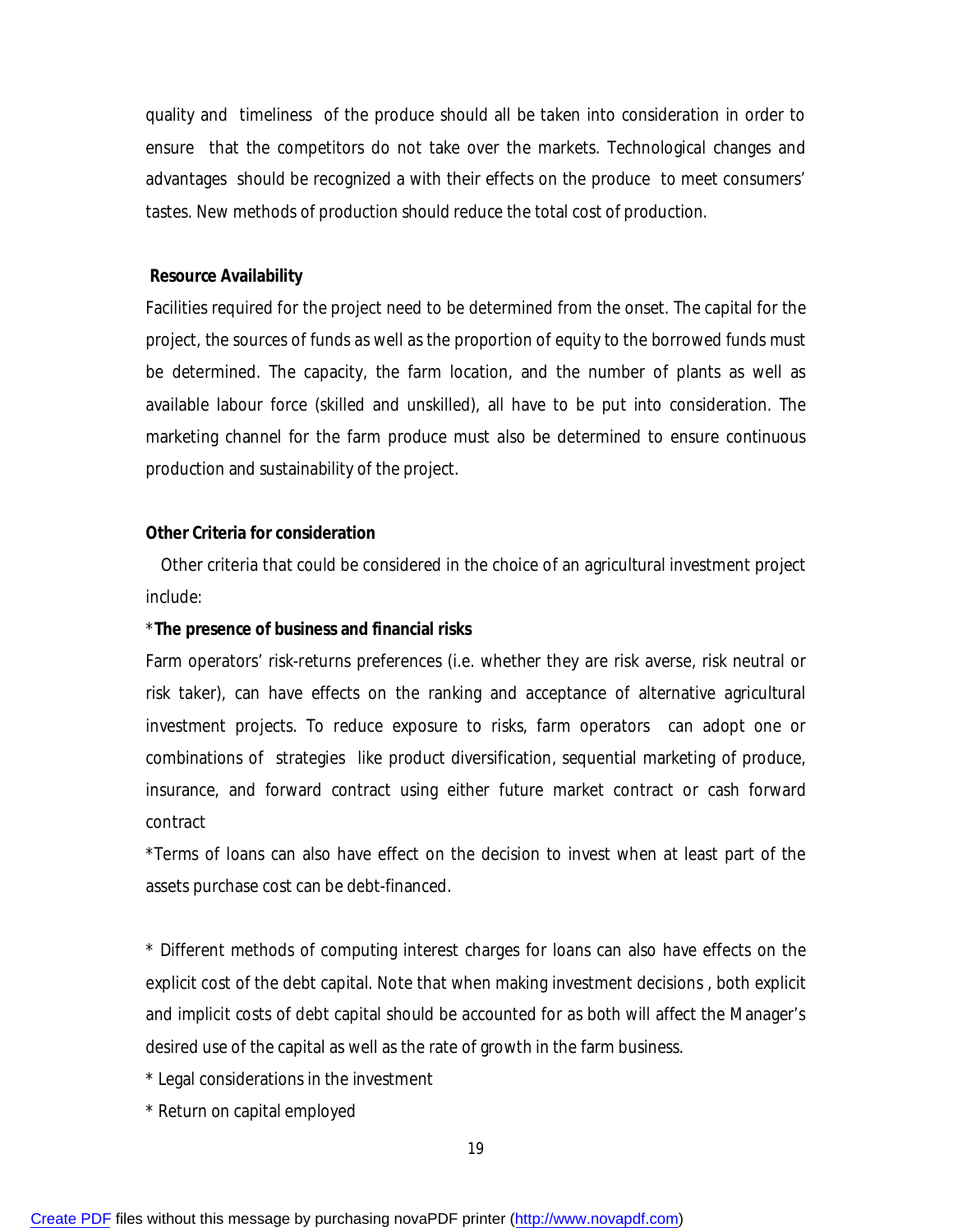quality and timeliness of the produce should all be taken into consideration in order to ensure that the competitors do not take over the markets. Technological changes and advantages should be recognized a with their effects on the produce to meet consumers' tastes. New methods of production should reduce the total cost of production.

**Resource Availability**

Facilities required for the project need to be determined from the onset. The capital for the project, the sources of funds as well as the proportion of equity to the borrowed funds must be determined. The capacity, the farm location, and the number of plants as well as available labour force (skilled and unskilled), all have to be put into consideration. The marketing channel for the farm produce must also be determined to ensure continuous production and sustainability of the project.

**Other Criteria for consideration**

Other criteria that could be considered in the choice of an agricultural investment project include:

\***The presence of business and financial risks**

Farm operators' risk-returns preferences (i.e. whether they are risk averse, risk neutral or risk taker), can have effects on the ranking and acceptance of alternative agricultural investment projects. To reduce exposure to risks, farm operators can adopt one or combinations of strategies like product diversification, sequential marketing of produce, insurance, and forward contract using either future market contract or cash forward contract

\*Terms of loans can also have effect on the decision to invest when at least part of the assets purchase cost can be debt-financed.

\* Different methods of computing interest charges for loans can also have effects on the explicit cost of the debt capital. Note that when making investment decisions , both explicit and implicit costs of debt capital should be accounted for as both will affect the Manager's desired use of the capital as well as the rate of growth in the farm business.

\* Legal considerations in the investment

\* Return on capital employed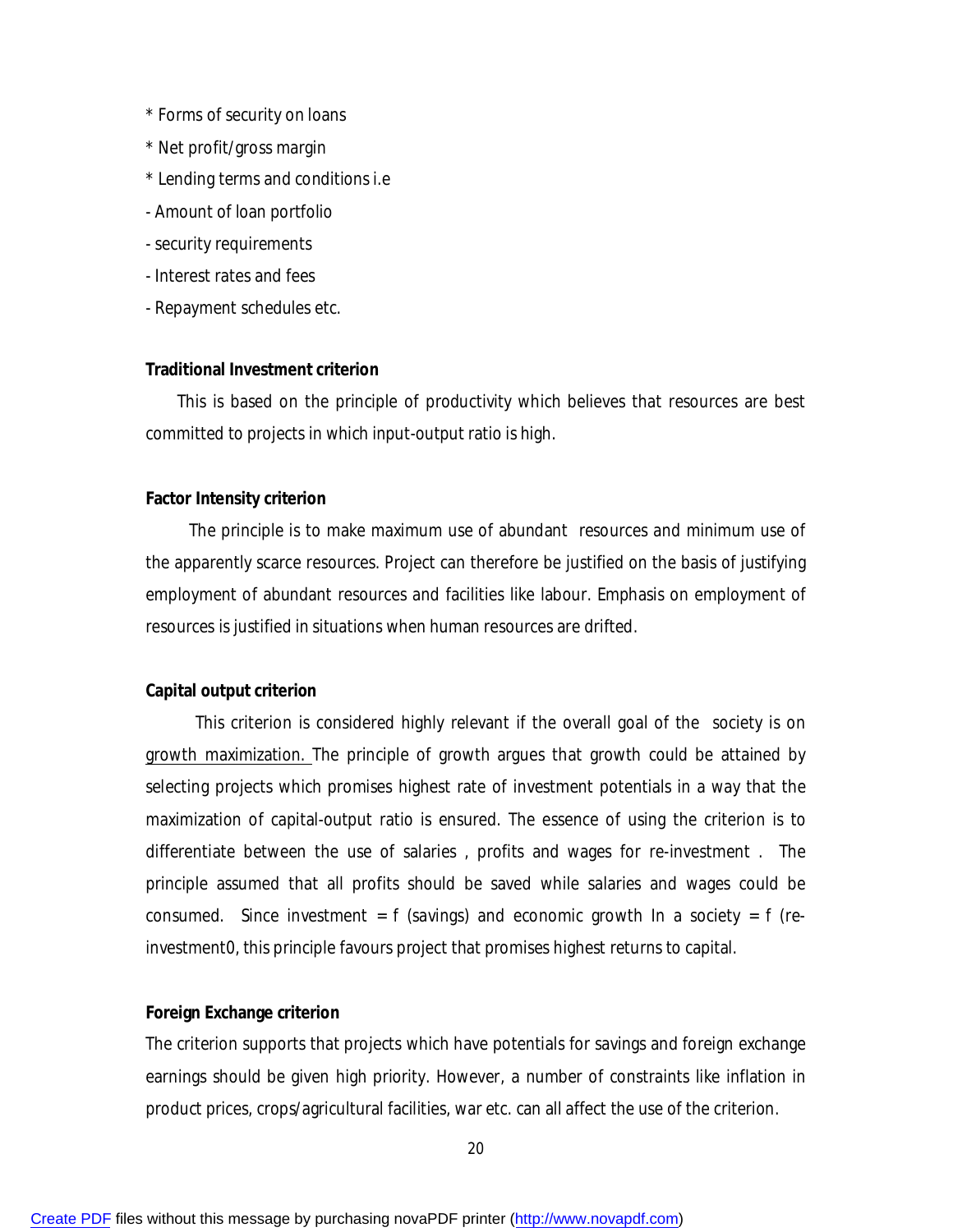* Forms of security on loans

* Net profit/gross margin

* Lending terms and conditions i.e

- Amount of loan portfolio

- security requirements

- Interest rates and fees

- Repayment schedules etc.

**Traditional Investment criterion**

This is based on the principle of productivity which believes that resources are best committed to projects in which input-output ratio is high.

**Factor Intensity criterion**

The principle is to make maximum use of abundant resources and minimum use of the apparently scarce resources. Project can therefore be justified on the basis of justifying employment of abundant resources and facilities like labour. Emphasis on employment of resources is justified in situations when human resources are drifted.

**Capital output criterion**

This criterion is considered highly relevant if the overall goal of the society is on growth maximization. The principle of growth argues that growth could be attained by selecting projects which promises highest rate of investment potentials in a way that the maximization of capital-output ratio is ensured. The essence of using the criterion is to differentiate between the use of salaries , profits and wages for re-investment . The principle assumed that all profits should be saved while salaries and wages could be consumed. Since investment = f (savings) and economic growth In a society = f (re-investment0, this principle favours project that promises highest returns to capital.

**Foreign Exchange criterion**

The criterion supports that projects which have potentials for savings and foreign exchange earnings should be given high priority. However, a number of constraints like inflation in product prices, crops/agricultural facilities, war etc. can all affect the use of the criterion.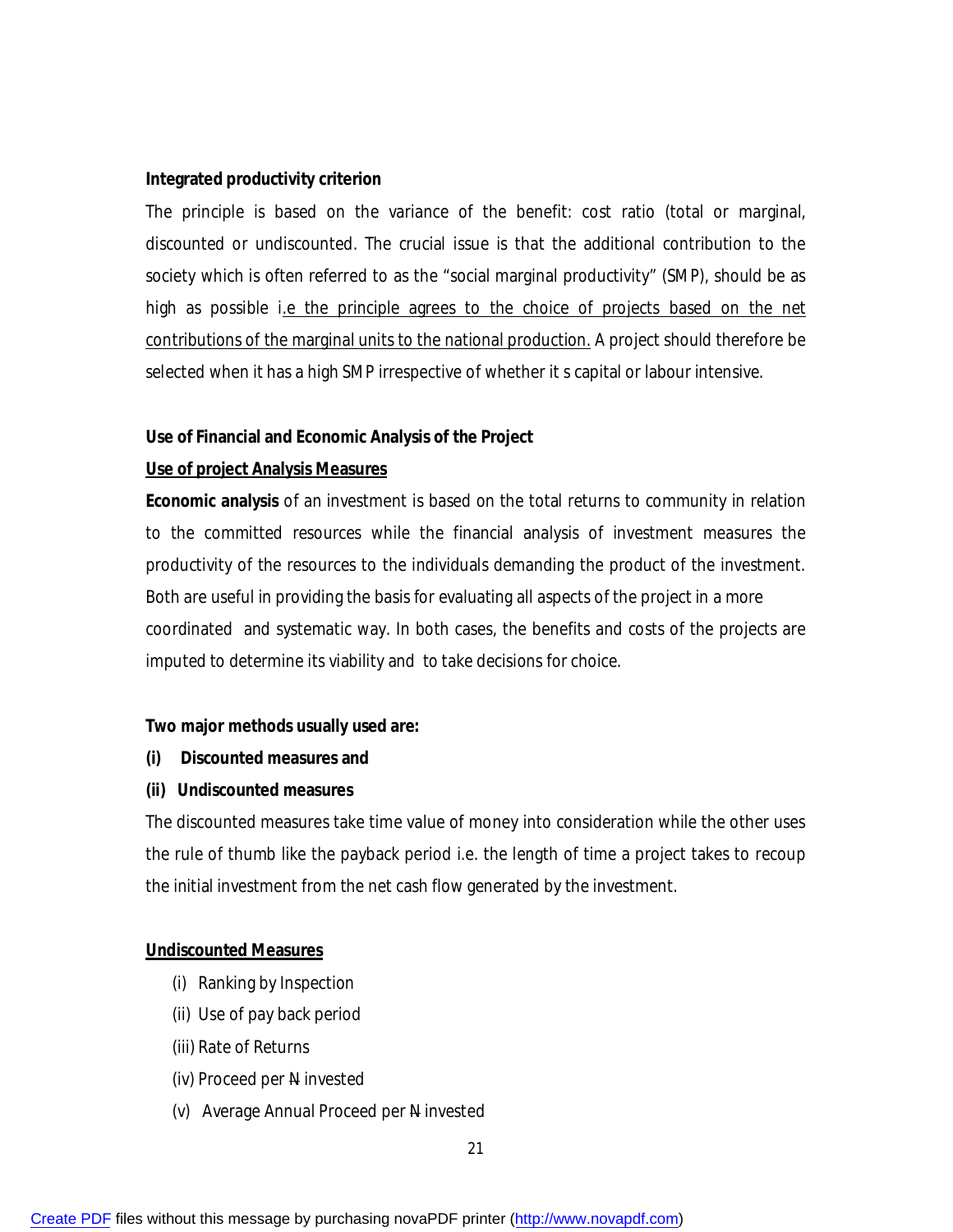**Integrated productivity criterion**

The principle is based on the variance of the benefit: cost ratio (total or marginal, discounted or undiscounted. The crucial issue is that the additional contribution to the society which is often referred to as the "social marginal productivity" (SMP), should be as high as possible i.e the principle agrees to the choice of projects based on the net contributions of the marginal units to the national production. A project should therefore be selected when it has a high SMP irrespective of whether it s capital or labour intensive.

**Use of Financial and Economic Analysis of the Project**

**Use of project Analysis Measures**

**Economic analysis** of an investment is based on the total returns to community in relation to the committed resources while the financial analysis of investment measures the productivity of the resources to the individuals demanding the product of the investment. Both are useful in providing the basis for evaluating all aspects of the project in a more coordinated and systematic way. In both cases, the benefits and costs of the projects are imputed to determine its viability and to take decisions for choice.

**Two major methods usually used are:**

**(i) Discounted measures and**

**(ii) Undiscounted measures**

The discounted measures take time value of money into consideration while the other uses the rule of thumb like the payback period i.e. the length of time a project takes to recoup the initial investment from the net cash flow generated by the investment.

**Undiscounted Measures**

(i) Ranking by Inspection

(ii) Use of pay back period

(iii) Rate of Returns

(iv) Proceed per ₦ invested

(v) Average Annual Proceed per ₦ invested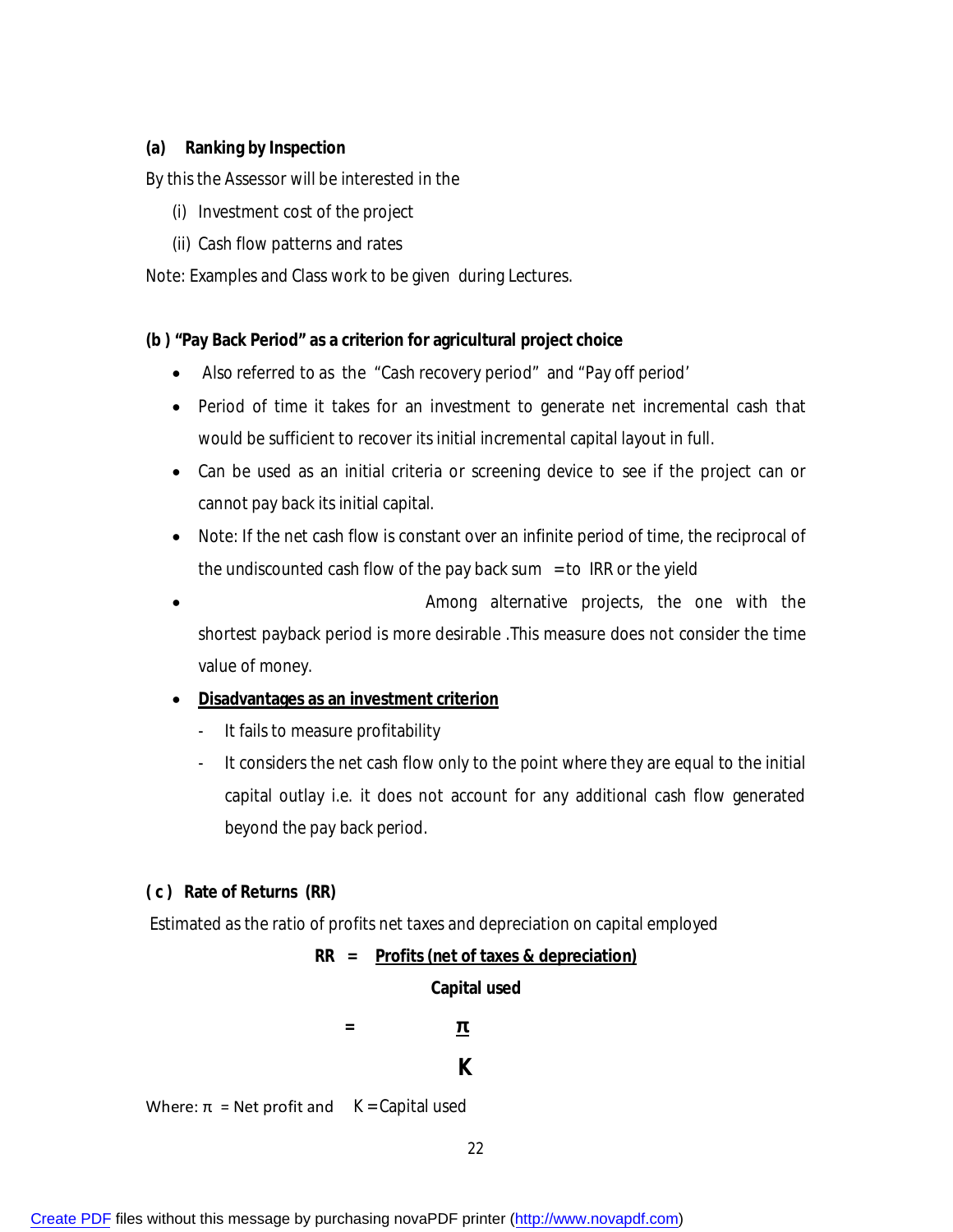**(a) Ranking by Inspection**

By this the Assessor will be interested in the

(i) Investment cost of the project

(ii) Cash flow patterns and rates

Note: Examples and Class work to be given during Lectures.

**(b ) "Pay Back Period" as a criterion for agricultural project choice**

- Also referred to as the "Cash recovery period" and "Pay off period'
- Period of time it takes for an investment to generate net incremental cash that would be sufficient to recover its initial incremental capital layout in full.
- Can be used as an initial criteria or screening device to see if the project can or cannot pay back its initial capital.
- Note: If the net cash flow is constant over an infinite period of time, the reciprocal of the undiscounted cash flow of the pay back sum = to IRR or the yield
- Among alternative projects, the one with the shortest payback period is more desirable .This measure does not consider the time value of money.
- **<u>Disadvantages as an investment criterion</u>**
  - It fails to measure profitability
  - It considers the net cash flow only to the point where they are equal to the initial capital outlay i.e. it does not account for any additional cash flow generated beyond the pay back period.

**( c ) Rate of Returns (RR)**

Estimated as the ratio of profits net taxes and depreciation on capital employed

$$RR = \frac{\text{Profits (net of taxes \& depreciation)}}{\text{Capital used}}$$

$$= \frac{\pi}{K}$$

Where: $\pi$ = Net profit and $K$ = Capital used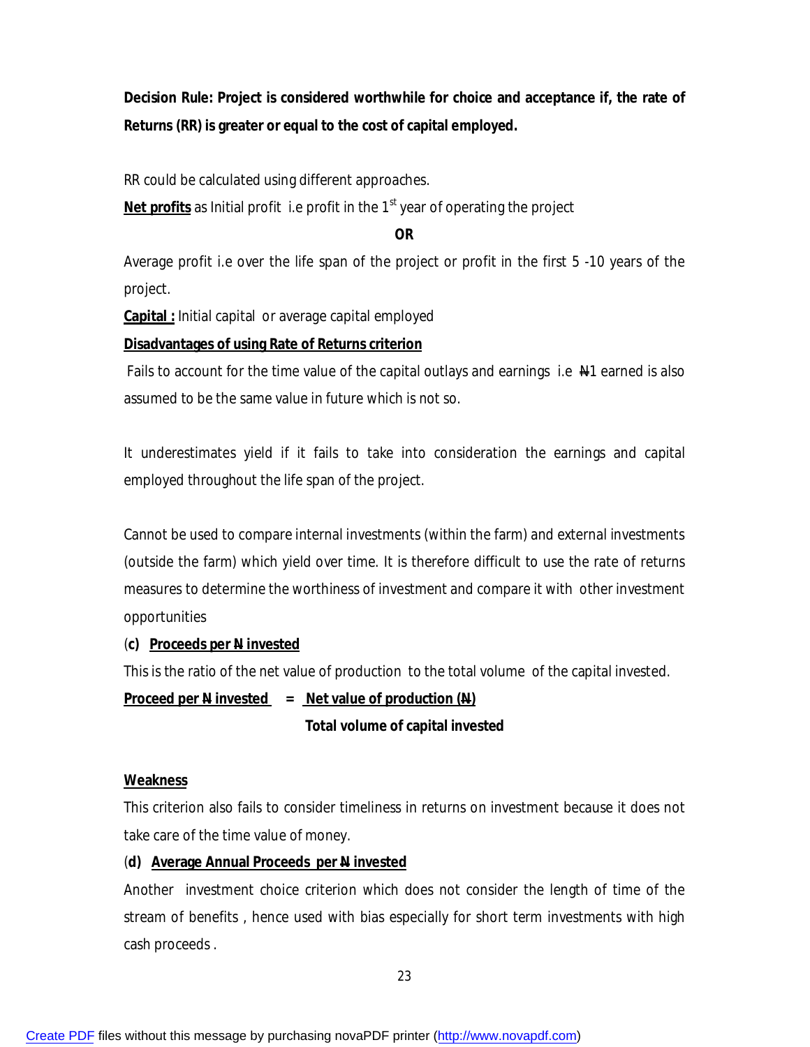**Decision Rule: Project is considered worthwhile for choice and acceptance if, the rate of Returns (RR) is greater or equal to the cost of capital employed.**

RR could be calculated using different approaches.

**Net profits** as Initial profit i.e profit in the 1st year of operating the project

**OR**

Average profit i.e over the life span of the project or profit in the first 5 -10 years of the project.

**Capital :** Initial capital or average capital employed

**Disadvantages of using Rate of Returns criterion**

Fails to account for the time value of the capital outlays and earnings i.e ₦1 earned is also assumed to be the same value in future which is not so.

It underestimates yield if it fails to take into consideration the earnings and capital employed throughout the life span of the project.

Cannot be used to compare internal investments (within the farm) and external investments (outside the farm) which yield over time. It is therefore difficult to use the rate of returns measures to determine the worthiness of investment and compare it with other investment opportunities

(**c) Proceeds per ₦ invested**

This is the ratio of the net value of production to the total volume of the capital invested.

$$\textbf{Proceed per ₦ invested} = \frac{\textbf{Net value of production (₦)}}{\textbf{Total volume of capital invested}}$$

**Weakness**

This criterion also fails to consider timeliness in returns on investment because it does not take care of the time value of money.

(**d) Average Annual Proceeds per ₦ invested**

Another investment choice criterion which does not consider the length of time of the stream of benefits , hence used with bias especially for short term investments with high cash proceeds .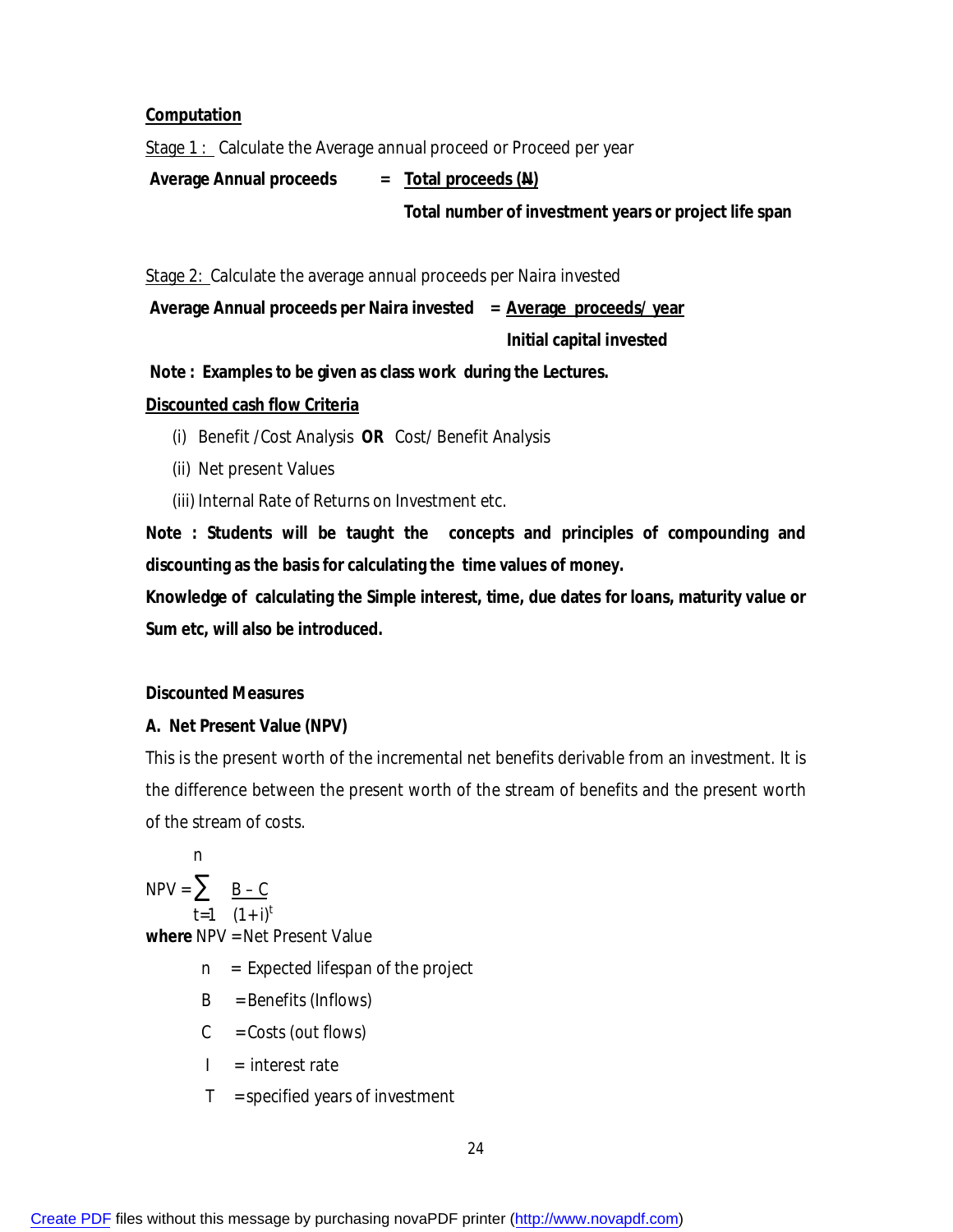**Computation**

Stage 1 : Calculate the Average annual proceed or Proceed per year

$$\textbf{Average Annual proceeds} = \frac{\textbf{Total proceeds (₦)}}{\textbf{Total number of investment years or project life span}}$$

Stage 2: Calculate the average annual proceeds per Naira invested

$$\textbf{Average Annual proceeds per Naira invested} = \frac{\textbf{Average proceeds/ year}}{\textbf{Initial capital invested}}$$

**Note : Examples to be given as class work during the Lectures.**

**Discounted cash flow Criteria**

(i) Benefit /Cost Analysis **OR** Cost/ Benefit Analysis

(ii) Net present Values

(iii) Internal Rate of Returns on Investment etc.

**Note : Students will be taught the concepts and principles of compounding and discounting as the basis for calculating the time values of money.**

**Knowledge of calculating the Simple interest, time, due dates for loans, maturity value or Sum etc, will also be introduced.**

**Discounted Measures**

**A. Net Present Value (NPV)**

This is the present worth of the incremental net benefits derivable from an investment. It is the difference between the present worth of the stream of benefits and the present worth of the stream of costs.

$$NPV = \sum_{t=1}^{n} \frac{B - C}{(1+i)^t}$$

**where** NPV = Net Present Value

n = Expected lifespan of the project

B = Benefits (Inflows)

C = Costs (out flows)

I = interest rate

T = specified years of investment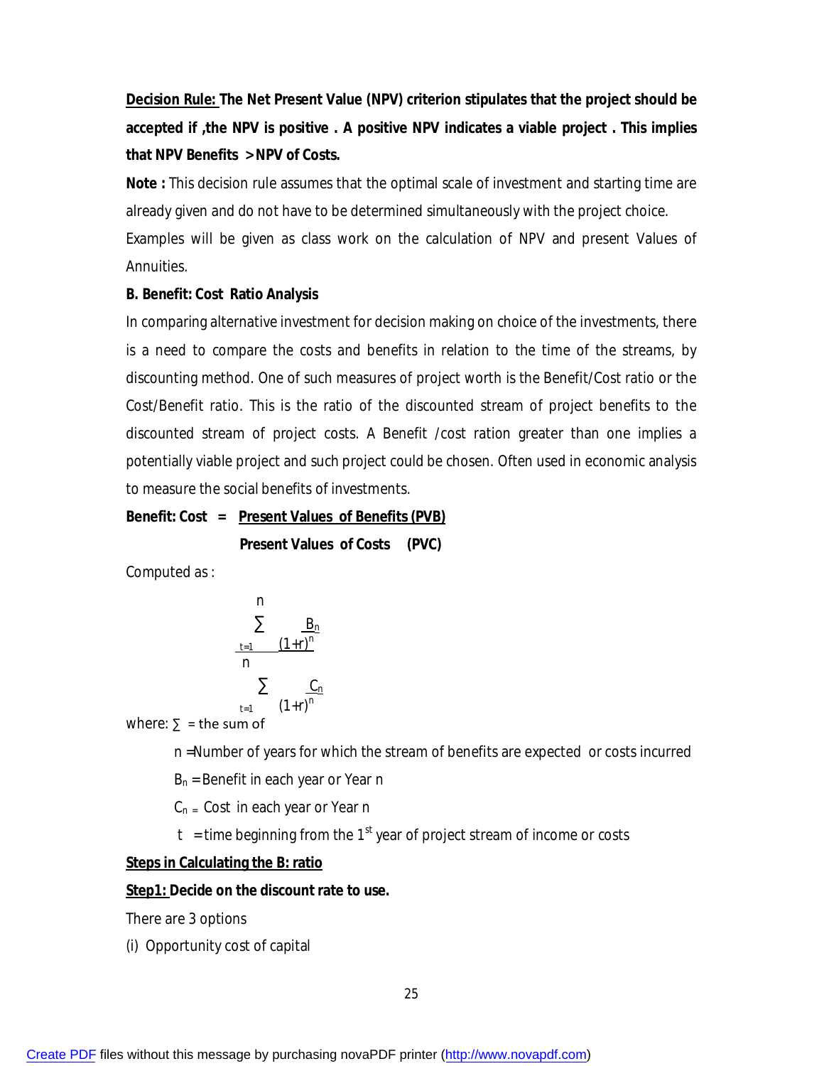**<u>Decision Rule:</u> The Net Present Value (NPV) criterion stipulates that the project should be accepted if ,the NPV is positive . A positive NPV indicates a viable project . This implies that NPV Benefits > NPV of Costs.**

**Note :** This decision rule assumes that the optimal scale of investment and starting time are already given and do not have to be determined simultaneously with the project choice.

Examples will be given as class work on the calculation of NPV and present Values of Annuities.

**B. Benefit: Cost Ratio Analysis**

In comparing alternative investment for decision making on choice of the investments, there is a need to compare the costs and benefits in relation to the time of the streams, by discounting method. One of such measures of project worth is the Benefit/Cost ratio or the Cost/Benefit ratio. This is the ratio of the discounted stream of project benefits to the discounted stream of project costs. A Benefit /cost ration greater than one implies a potentially viable project and such project could be chosen. Often used in economic analysis to measure the social benefits of investments.

$$\textbf{Benefit: Cost} = \frac{\textbf{Present Values of Benefits (PVB)}}{\textbf{Present Values of Costs (PVC)}}$$

Computed as :

$$\frac{\sum_{t=1}^{n} \frac{B_n}{(1+r)^n}}{\sum_{t=1}^{n} \frac{C_n}{(1+r)^n}}$$

where: $\sum$ = the sum of

n =Number of years for which the stream of benefits are expected or costs incurred

$B_n$ = Benefit in each year or Year n

$C_n$ = Cost in each year or Year n

t = time beginning from the 1st year of project stream of income or costs

**<u>Steps in Calculating the B: ratio</u>**

**<u>Step1:</u> Decide on the discount rate to use.**

There are 3 options

(i) Opportunity cost of capital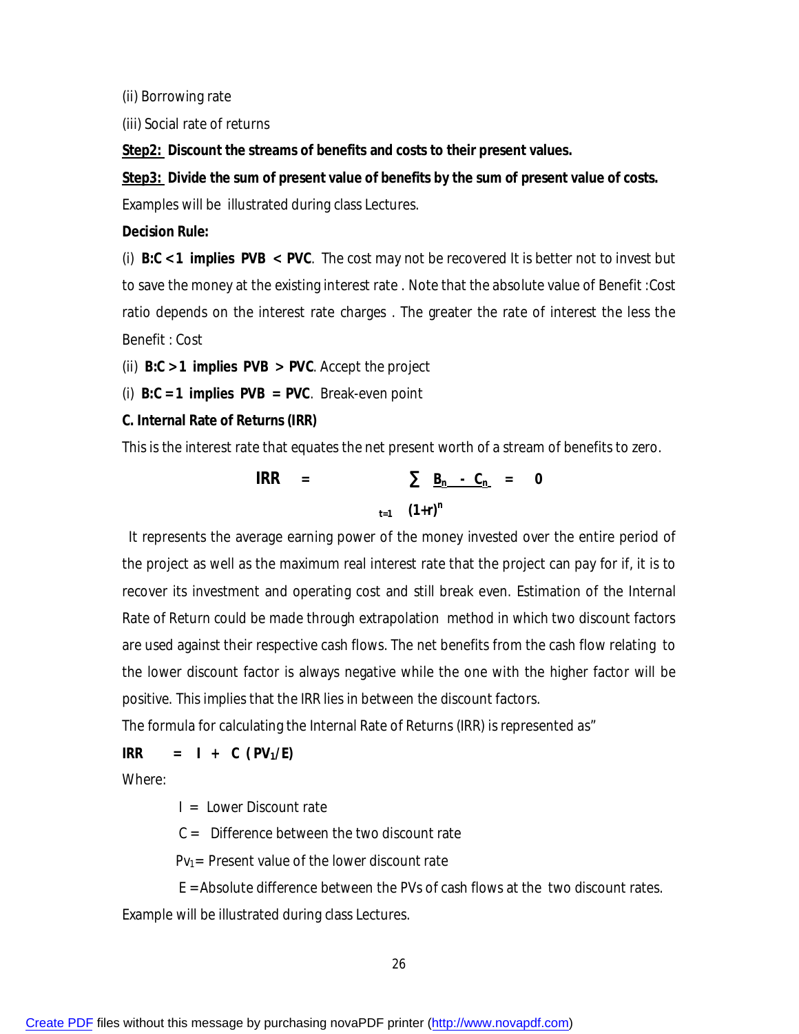(ii) Borrowing rate

(iii) Social rate of returns

**<u>Step2:</u> Discount the streams of benefits and costs to their present values.**

**<u>Step3:</u> Divide the sum of present value of benefits by the sum of present value of costs.**

Examples will be illustrated during class Lectures.

**Decision Rule:**

(i) **B:C < 1 implies PVB < PVC**. The cost may not be recovered It is better not to invest but to save the money at the existing interest rate . Note that the absolute value of Benefit :Cost ratio depends on the interest rate charges . The greater the rate of interest the less the Benefit : Cost

(ii) **B:C > 1 implies PVB > PVC**. Accept the project

(i) **B:C = 1 implies PVB = PVC**. Break-even point

**C. Internal Rate of Returns (IRR)**

This is the interest rate that equates the net present worth of a stream of benefits to zero.

$$IRR = \sum_{t=1} \frac{B_n - C_n}{(1+r)^n} = 0$$

It represents the average earning power of the money invested over the entire period of the project as well as the maximum real interest rate that the project can pay for if, it is to recover its investment and operating cost and still break even. Estimation of the Internal Rate of Return could be made through extrapolation method in which two discount factors are used against their respective cash flows. The net benefits from the cash flow relating to the lower discount factor is always negative while the one with the higher factor will be positive. This implies that the IRR lies in between the discount factors.

The formula for calculating the Internal Rate of Returns (IRR) is represented as"

$$IRR = I + C\ (PV_1/E)$$

Where:

$I$ = Lower Discount rate

$C$ = Difference between the two discount rate

$Pv_1$ = Present value of the lower discount rate

$E$ = Absolute difference between the PVs of cash flows at the two discount rates.

Example will be illustrated during class Lectures.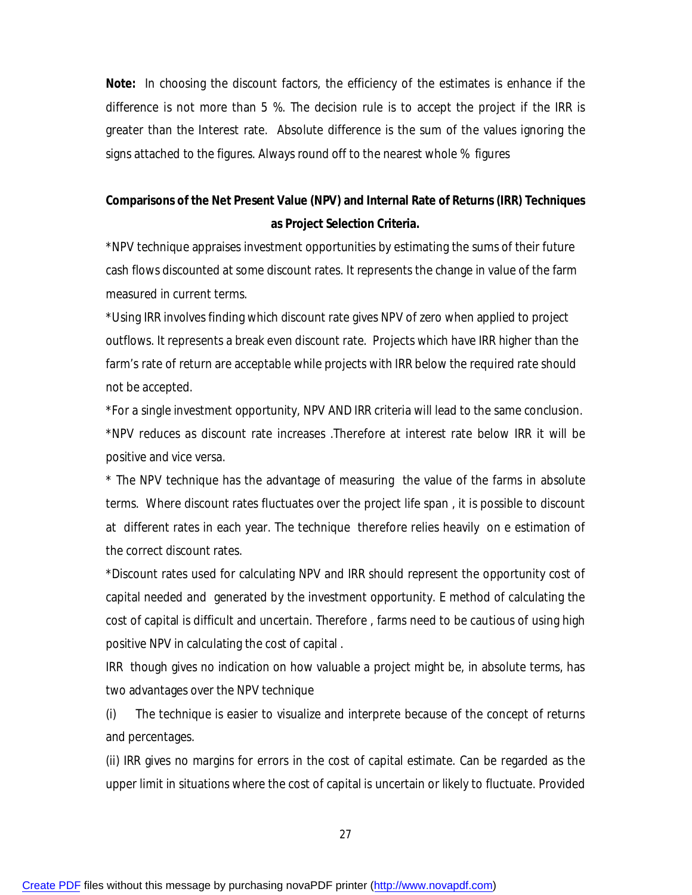**Note:** In choosing the discount factors, the efficiency of the estimates is enhance if the difference is not more than 5 %. The decision rule is to accept the project if the IRR is greater than the Interest rate. Absolute difference is the sum of the values ignoring the signs attached to the figures. Always round off to the nearest whole % figures

**Comparisons of the Net Present Value (NPV) and Internal Rate of Returns (IRR) Techniques as Project Selection Criteria.**

*NPV technique appraises investment opportunities by estimating the sums of their future cash flows discounted at some discount rates. It represents the change in value of the farm measured in current terms.

*Using IRR involves finding which discount rate gives NPV of zero when applied to project outflows. It represents a break even discount rate. Projects which have IRR higher than the farm's rate of return are acceptable while projects with IRR below the required rate should not be accepted.

*For a single investment opportunity, NPV AND IRR criteria will lead to the same conclusion.

*NPV reduces as discount rate increases .Therefore at interest rate below IRR it will be positive and vice versa.

* The NPV technique has the advantage of measuring the value of the farms in absolute terms. Where discount rates fluctuates over the project life span , it is possible to discount at different rates in each year. The technique therefore relies heavily on e estimation of the correct discount rates.

*Discount rates used for calculating NPV and IRR should represent the opportunity cost of capital needed and generated by the investment opportunity. E method of calculating the cost of capital is difficult and uncertain. Therefore , farms need to be cautious of using high positive NPV in calculating the cost of capital .

IRR though gives no indication on how valuable a project might be, in absolute terms, has two advantages over the NPV technique

(i) The technique is easier to visualize and interprete because of the concept of returns and percentages.

(ii) IRR gives no margins for errors in the cost of capital estimate. Can be regarded as the upper limit in situations where the cost of capital is uncertain or likely to fluctuate. Provided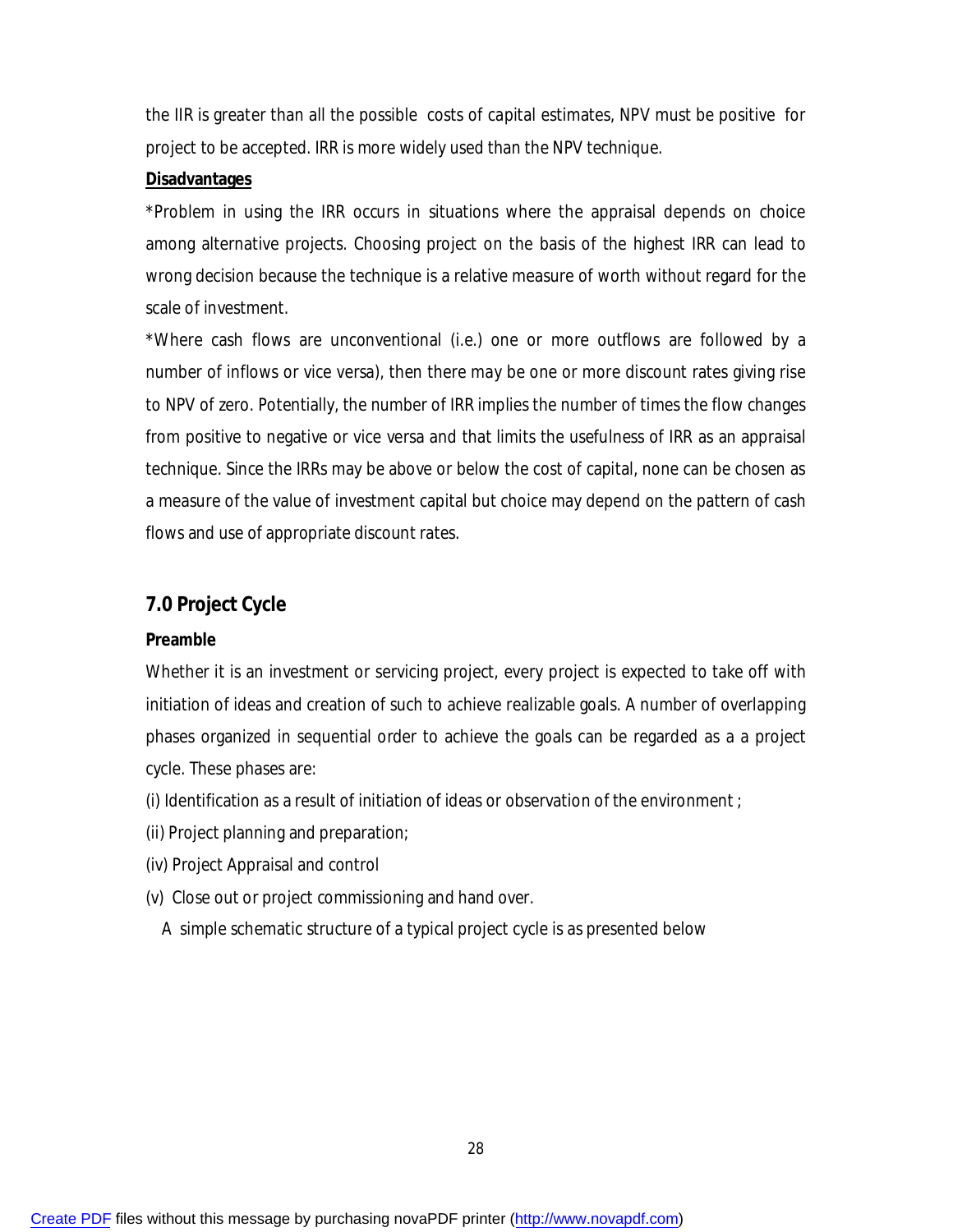the IIR is greater than all the possible costs of capital estimates, NPV must be positive for project to be accepted. IRR is more widely used than the NPV technique.

**Disadvantages**

*Problem in using the IRR occurs in situations where the appraisal depends on choice among alternative projects. Choosing project on the basis of the highest IRR can lead to wrong decision because the technique is a relative measure of worth without regard for the scale of investment.

*Where cash flows are unconventional (i.e.) one or more outflows are followed by a number of inflows or vice versa), then there may be one or more discount rates giving rise to NPV of zero. Potentially, the number of IRR implies the number of times the flow changes from positive to negative or vice versa and that limits the usefulness of IRR as an appraisal technique. Since the IRRs may be above or below the cost of capital, none can be chosen as a measure of the value of investment capital but choice may depend on the pattern of cash flows and use of appropriate discount rates.

## 7.0 Project Cycle

**Preamble**

Whether it is an investment or servicing project, every project is expected to take off with initiation of ideas and creation of such to achieve realizable goals. A number of overlapping phases organized in sequential order to achieve the goals can be regarded as a a project cycle. These phases are:

(i) Identification as a result of initiation of ideas or observation of the environment ;

(ii) Project planning and preparation;

(iv) Project Appraisal and control

(v) Close out or project commissioning and hand over.

A simple schematic structure of a typical project cycle is as presented below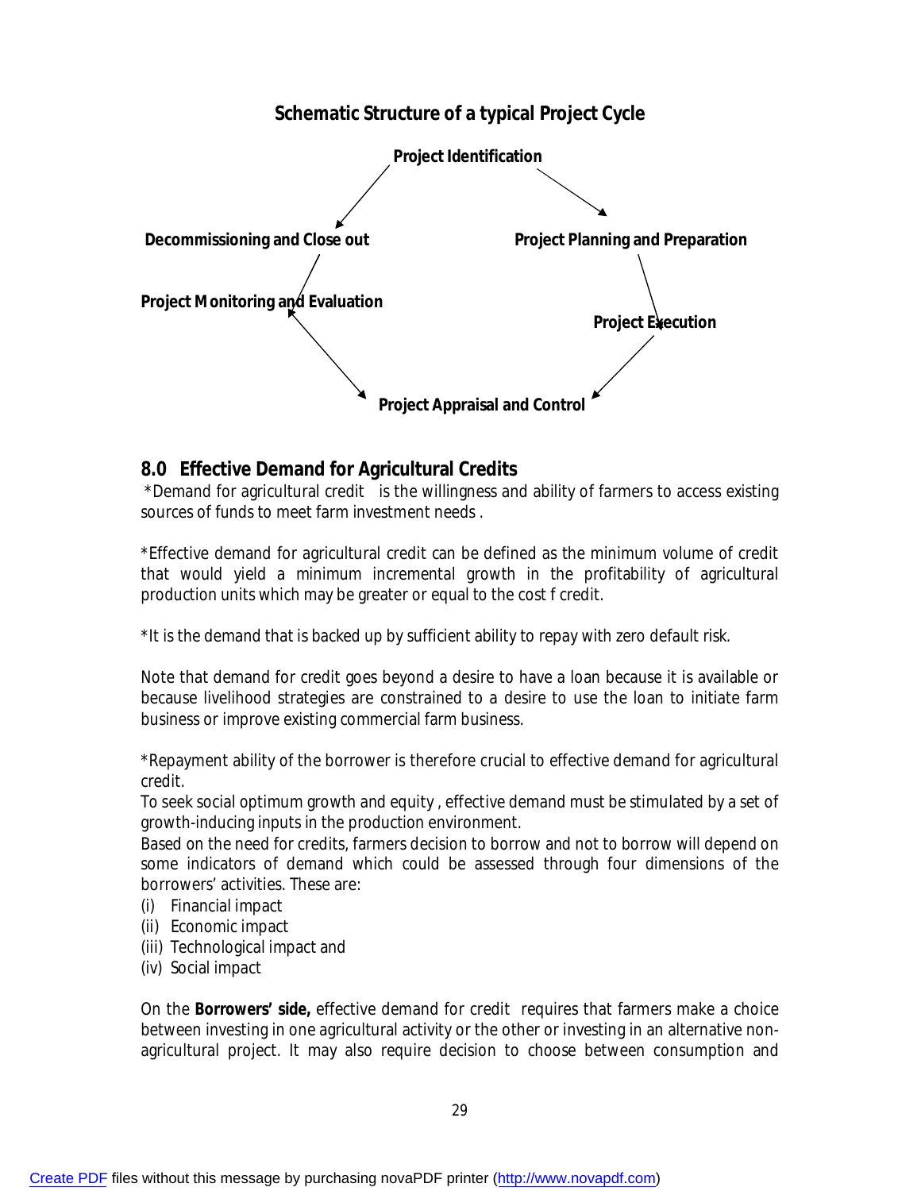### Schematic Structure of a typical Project Cycle

**Project Identification**

**Project Planning and Preparation**

**Project Execution**

**Project Appraisal and Control**

**Project Monitoring and Evaluation**

**Decommissioning and Close out**

## 8.0 Effective Demand for Agricultural Credits

*Demand for agricultural credit is the willingness and ability of farmers to access existing sources of funds to meet farm investment needs .

*Effective demand for agricultural credit can be defined as the minimum volume of credit that would yield a minimum incremental growth in the profitability of agricultural production units which may be greater or equal to the cost f credit.

*It is the demand that is backed up by sufficient ability to repay with zero default risk.

Note that demand for credit goes beyond a desire to have a loan because it is available or because livelihood strategies are constrained to a desire to use the loan to initiate farm business or improve existing commercial farm business.

*Repayment ability of the borrower is therefore crucial to effective demand for agricultural credit.
To seek social optimum growth and equity , effective demand must be stimulated by a set of growth-inducing inputs in the production environment.
Based on the need for credits, farmers decision to borrow and not to borrow will depend on some indicators of demand which could be assessed through four dimensions of the borrowers' activities. These are:

(i) Financial impact
(ii) Economic impact
(iii) Technological impact and
(iv) Social impact

On the **Borrowers' side,** effective demand for credit requires that farmers make a choice between investing in one agricultural activity or the other or investing in an alternative non-agricultural project. It may also require decision to choose between consumption and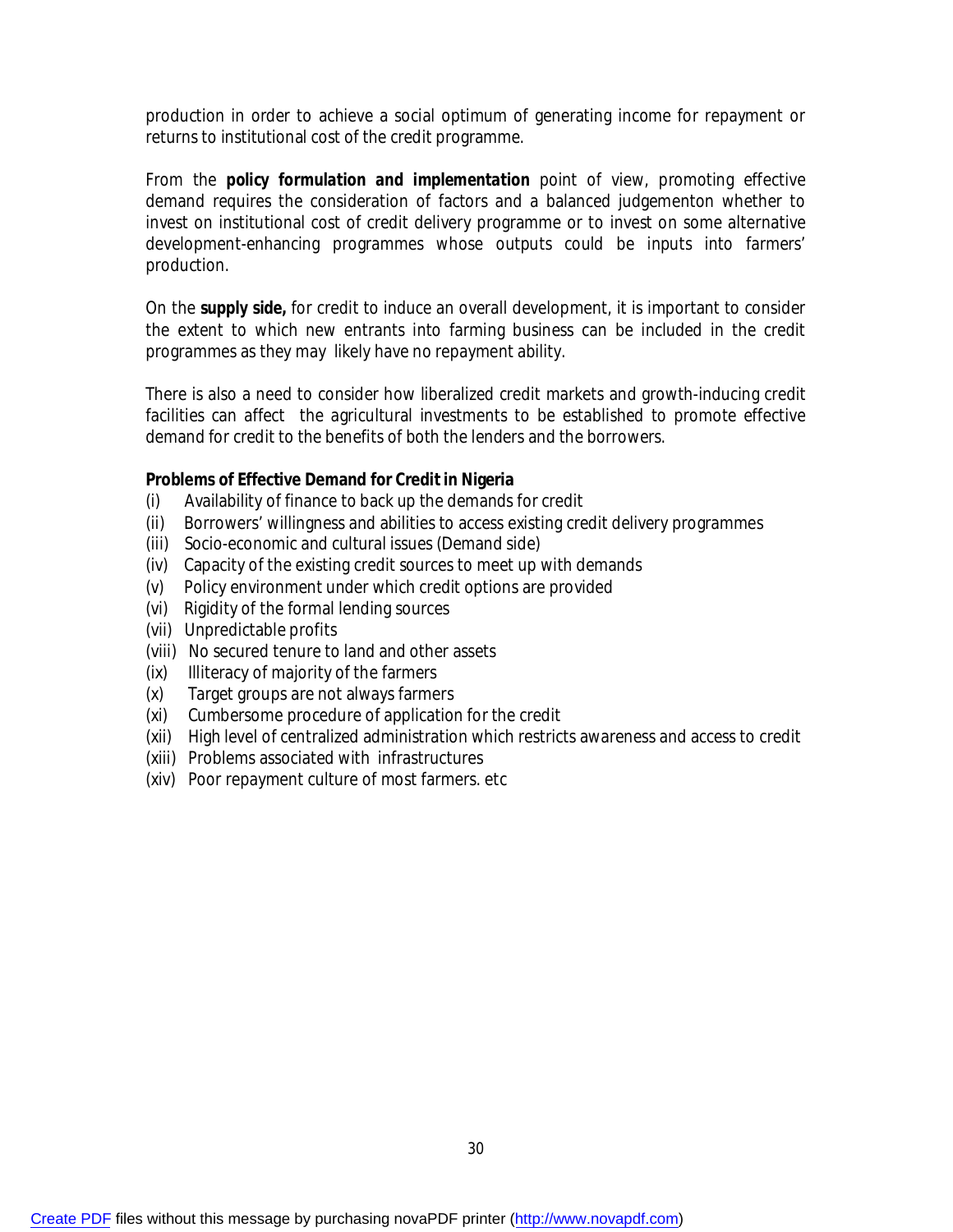production in order to achieve a social optimum of generating income for repayment or returns to institutional cost of the credit programme.

From the ***policy formulation and implementation*** point of view, promoting effective demand requires the consideration of factors and a balanced judgementon whether to invest on institutional cost of credit delivery programme or to invest on some alternative development-enhancing programmes whose outputs could be inputs into farmers' production.

On the **supply side,** for credit to induce an overall development, it is important to consider the extent to which new entrants into farming business can be included in the credit programmes as they may likely have no repayment ability.

There is also a need to consider how liberalized credit markets and growth-inducing credit facilities can affect the agricultural investments to be established to promote effective demand for credit to the benefits of both the lenders and the borrowers.

**Problems of Effective Demand for Credit in Nigeria**

(i) Availability of finance to back up the demands for credit
(ii) Borrowers' willingness and abilities to access existing credit delivery programmes
(iii) Socio-economic and cultural issues (Demand side)
(iv) Capacity of the existing credit sources to meet up with demands
(v) Policy environment under which credit options are provided
(vi) Rigidity of the formal lending sources
(vii) Unpredictable profits
(viii) No secured tenure to land and other assets
(ix) Illiteracy of majority of the farmers
(x) Target groups are not always farmers
(xi) Cumbersome procedure of application for the credit
(xii) High level of centralized administration which restricts awareness and access to credit
(xiii) Problems associated with infrastructures
(xiv) Poor repayment culture of most farmers. etc

Create PDF files without this message by purchasing novaPDF printer (http://www.novapdf.com)